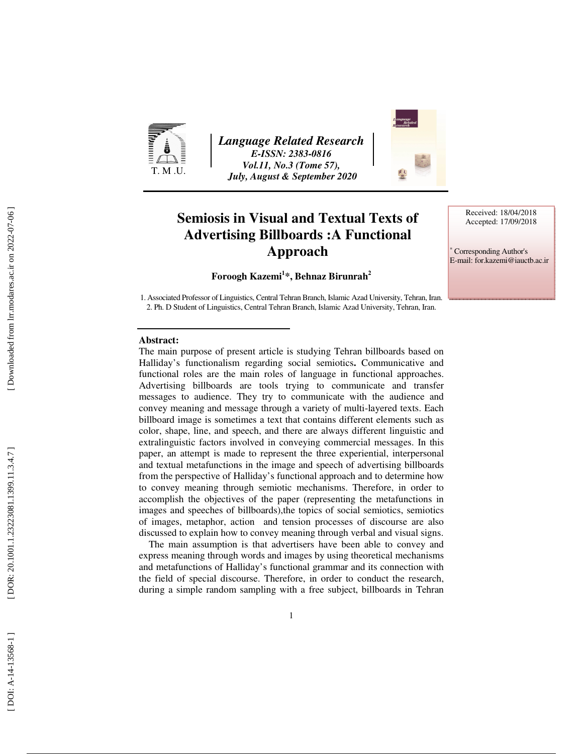# Semiosis in Visual and Textual Texts of Advertising Billboards :A Functional Approach

**Foroogh Kazemi[1]*, Behnaz Birunrah[2]**

1. Associated Professor of Linguistics, Central Tehran Branch, Islamic Azad University, Tehran, Iran.
2. Ph. D Student of Linguistics, Central Tehran Branch, Islamic Azad University, Tehran, Iran.

Received: 18/04/2018
Accepted: 17/09/2018

* Corresponding Author's
E-mail: for.kazemi@iauctb.ac.ir

**Abstract:**

The main purpose of present article is studying Tehran billboards based on Halliday's functionalism regarding social semiotics**.** Communicative and functional roles are the main roles of language in functional approaches. Advertising billboards are tools trying to communicate and transfer messages to audience. They try to communicate with the audience and convey meaning and message through a variety of multi-layered texts. Each billboard image is sometimes a text that contains different elements such as color, shape, line, and speech, and there are always different linguistic and extralinguistic factors involved in conveying commercial messages. In this paper, an attempt is made to represent the three experiential, interpersonal and textual metafunctions in the image and speech of advertising billboards from the perspective of Halliday's functional approach and to determine how to convey meaning through semiotic mechanisms. Therefore, in order to accomplish the objectives of the paper (representing the metafunctions in images and speeches of billboards),the topics of social semiotics, semiotics of images, metaphor, action and tension processes of discourse are also discussed to explain how to convey meaning through verbal and visual signs.

The main assumption is that advertisers have been able to convey and express meaning through words and images by using theoretical mechanisms and metafunctions of Halliday's functional grammar and its connection with the field of special discourse. Therefore, in order to conduct the research, during a simple random sampling with a free subject, billboards in Tehran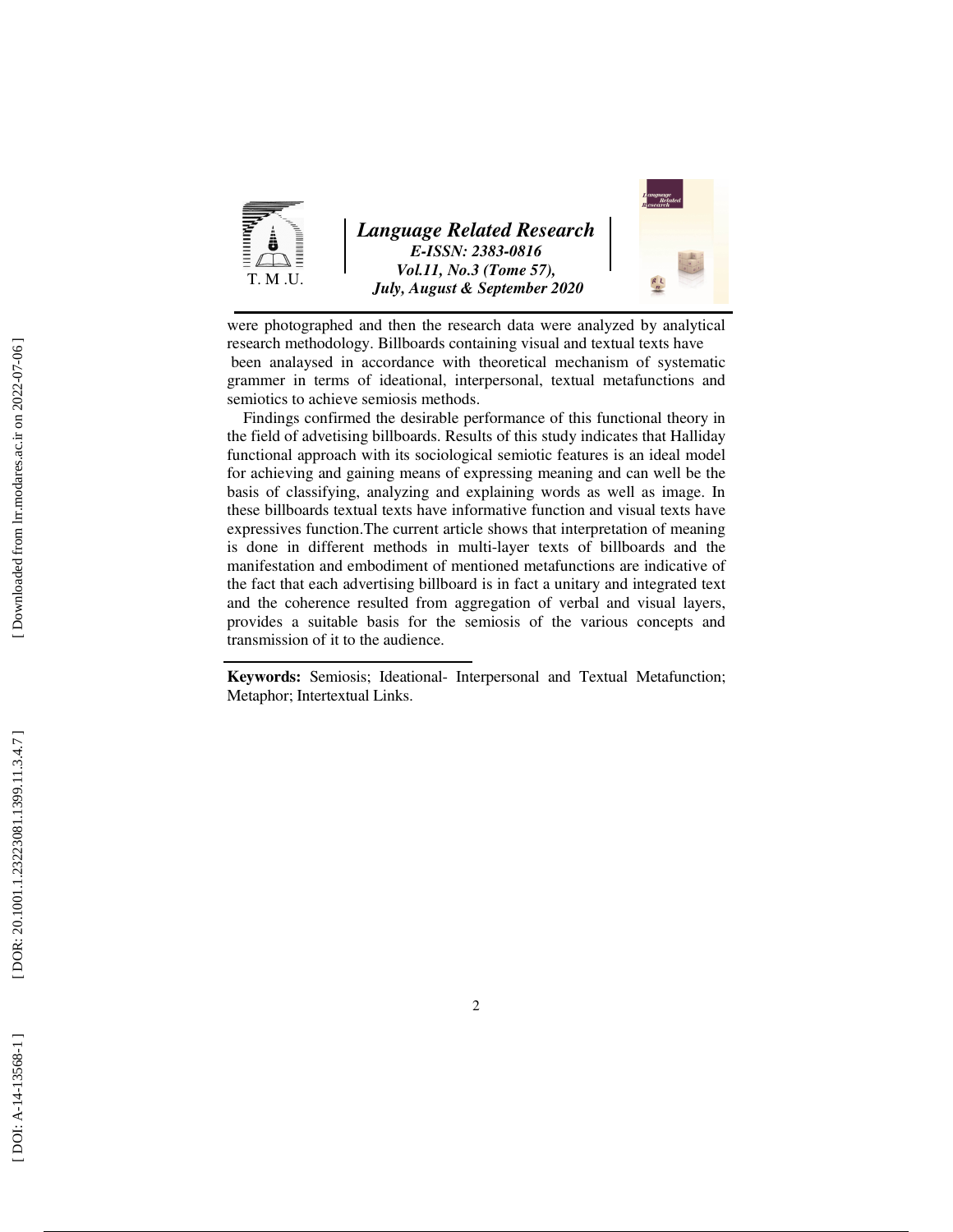were photographed and then the research data were analyzed by analytical research methodology. Billboards containing visual and textual texts have been analaysed in accordance with theoretical mechanism of systematic grammer in terms of ideational, interpersonal, textual metafunctions and semiotics to achieve semiosis methods.

Findings confirmed the desirable performance of this functional theory in the field of advetising billboards. Results of this study indicates that Halliday functional approach with its sociological semiotic features is an ideal model for achieving and gaining means of expressing meaning and can well be the basis of classifying, analyzing and explaining words as well as image. In these billboards textual texts have informative function and visual texts have expressives function.The current article shows that interpretation of meaning is done in different methods in multi-layer texts of billboards and the manifestation and embodiment of mentioned metafunctions are indicative of the fact that each advertising billboard is in fact a unitary and integrated text and the coherence resulted from aggregation of verbal and visual layers, provides a suitable basis for the semiosis of the various concepts and transmission of it to the audience.

**Keywords:** Semiosis; Ideational- Interpersonal and Textual Metafunction; Metaphor; Intertextual Links.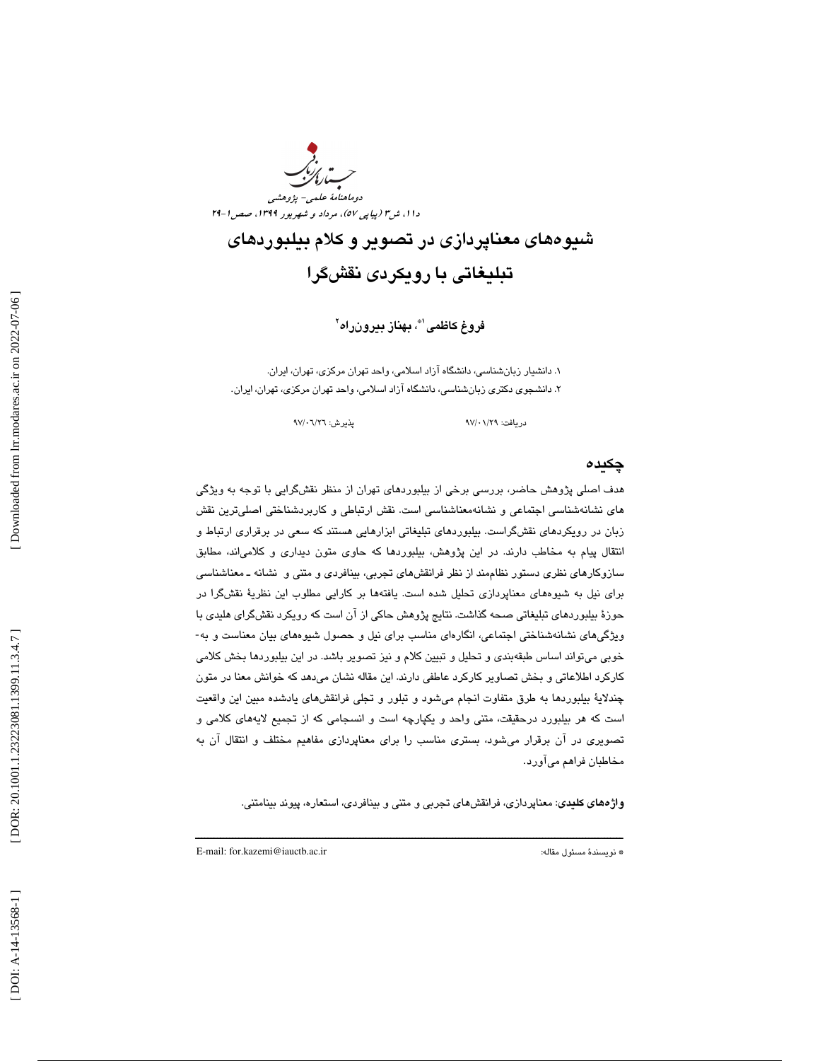# شیوه‌های معناپردازی در تصویر و کلام بیلبوردهای تبلیغاتی با رویکردی نقش‌گرا

**فروغ کاظمی[1]*، بهناز بیرون‌راه[2]**

۱. دانشیار زبان‌شناسی، دانشگاه آزاد اسلامی، واحد تهران مرکزی، تهران، ایران.
۲. دانشجوی دکتری زبان‌شناسی، دانشگاه آزاد اسلامی، واحد تهران مرکزی، تهران، ایران.

دریافت: ۹۷/۰۱/۲۹ پذیرش: ۹۷/۰۶/۲۶

## چکیده

هدف اصلی پژوهش حاضر، بررسی برخی از بیلبوردهای تهران از منظر نقش‌گرایی با توجه به ویژگی های نشانه‌شناسی اجتماعی و نشانه‌معناشناسی است. نقش ارتباطی و کاربردشناختی اصلی‌ترین نقش زبان در رویکردهای نقش‌گراست. بیلبوردهای تبلیغاتی ابزارهایی هستند که سعی در برقراری ارتباط و انتقال پیام به مخاطب دارند. در این پژوهش، بیلبوردها که حاوی متون دیداری و کلامی‌اند، مطابق سازوکارهای نظری دستور نظام‌مند از نظر فرانقش‌های تجربی، بینافردی و متنی و نشانه ـ معناشناسی برای نیل به شیوه‌های معناپردازی تحلیل شده است. یافته‌ها بر کارایی مطلوب این نظریهٔ نقش‌گرا در حوزهٔ بیلبوردهای تبلیغاتی صحه گذاشت. نتایج پژوهش حاکی از آن است که رویکرد نقش‌گرای هلیدی با ویژگی‌های نشانه‌شناختی اجتماعی، انگاره‌ای مناسب برای نیل و حصول شیوه‌های بیان معناست و به‌خوبی می‌تواند اساس طبقه‌بندی و تحلیل و تبیین کلام و نیز تصویر باشد. در این بیلبوردها بخش کلامی کارکرد اطلاعاتی و بخش تصاویر کارکرد عاطفی دارند. این مقاله نشان می‌دهد که خوانش معنا در متون چندلایهٔ بیلبوردها به طرق متفاوت انجام می‌شود و تبلور و تجلی فرانقش‌های یادشده مبین این واقعیت است که هر بیلبورد درحقیقت، متنی واحد و یکپارچه است و انسجامی که از تجمیع لایه‌های کلامی و تصویری در آن برقرار می‌شود، بستری مناسب را برای معناپردازی مفاهیم مختلف و انتقال آن به مخاطبان فراهم می‌آورد.

**واژه‌های کلیدی**: معناپردازی، فرانقش‌های تجربی و متنی و بینافردی، استعاره، پیوند بینامتنی.

---

* نویسندهٔ مسئول مقاله: E-mail: for.kazemi@iauctb.ac.ir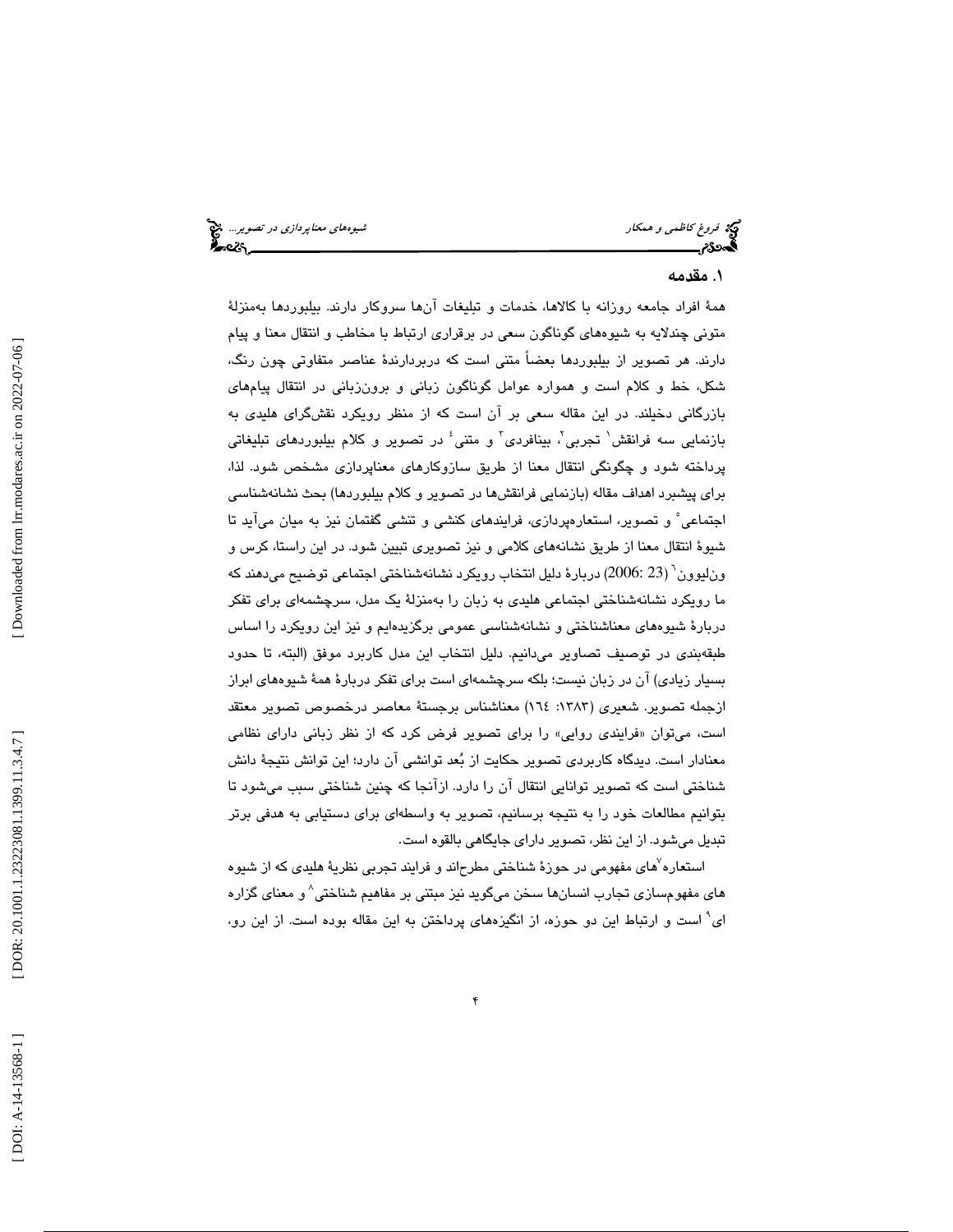## ۱. مقدمه

همهٔ افراد جامعه روزانه با کالاها، خدمات و تبلیغات آن‌ها سروکار دارند. بیلبوردها به‌منزلهٔ متونی چندلایه به شیوه‌های گوناگون سعی در برقراری ارتباط با مخاطب و انتقال معنا و پیام دارند. هر تصویر از بیلبوردها بعضاً متنی است که دربردارندهٔ عناصر متفاوتی چون رنگ، شکل، خط و کلام است و همواره عوامل گوناگون زبانی و برون‌زبانی در انتقال پیام‌های بازرگانی دخیلند. در این مقاله سعی بر آن است که از منظر رویکرد نقشگرای هلیدی به بازنمایی سه فرانقش[1] تجربی[2]، بینافردی[3] و متنی[4] در تصویر و کلام بیلبوردهای تبلیغاتی پرداخته شود و چگونگی انتقال معنا از طریق سازوکارهای معناپردازی مشخص شود. لذا، برای پیشبرد اهداف مقاله (بازنمایی فرانقش‌ها در تصویر و کلام بیلبوردها) بحث نشانه‌شناسی اجتماعی[5] و تصویر، استعاره‌پردازی، فرایندهای کنشی و تنشی گفتمان نیز به میان می‌آید تا شیوهٔ انتقال معنا از طریق نشانه‌های کلامی و نیز تصویری تبیین شود. در این راستا، کرس و ون‌لیوون[6] (23 :2006) دربارهٔ دلیل انتخاب رویکرد نشانه‌شناختی اجتماعی توضیح می‌دهند که ما رویکرد نشانه‌شناختی اجتماعی هلیدی به زبان را به‌منزلهٔ یک مدل، سرچشمه‌ای برای تفکر دربارهٔ شیوه‌های معناشناختی و نشانه‌شناسی عمومی برگزیده‌ایم و نیز این رویکرد را اساس طبقه‌بندی در توصیف تصاویر می‌دانیم. دلیل انتخاب این مدل کاربرد موفق (البته، تا حدود بسیار زیادی) آن در زبان نیست؛ بلکه سرچشمه‌ای است برای تفکر دربارهٔ همهٔ شیوه‌های ابراز ازجمله تصویر. شعیری (۱۳۸۳: ۱٦٤) معناشناس برجستهٔ معاصر درخصوص تصویر معتقد است، می‌توان «فرایندی روایی» را برای تصویر فرض کرد که از نظر زبانی دارای نظامی معنادار است. دیدگاه کاربردی تصویر حکایت از بُعد توانشی آن دارد؛ این توانش نتیجهٔ دانش شناختی است که تصویر توانایی انتقال آن را دارد. ازآنجا که چنین شناختی سبب می‌شود تا بتوانیم مطالعات خود را به نتیجه برسانیم، تصویر به واسطه‌ای برای دستیابی به هدفی برتر تبدیل می‌شود. از این نظر، تصویر دارای جایگاهی بالقوه است.

استعاره[7]‌های مفهومی در حوزهٔ شناختی مطرح‌اند و فرایند تجربی نظریهٔ هلیدی که از شیوه های مفهوم‌سازی تجارب انسان‌ها سخن می‌گوید نیز مبتنی بر مفاهیم شناختی[8] و معنای گزاره ای[9] است و ارتباط این دو حوزه، از انگیزه‌های پرداختن به این مقاله بوده است. از این رو،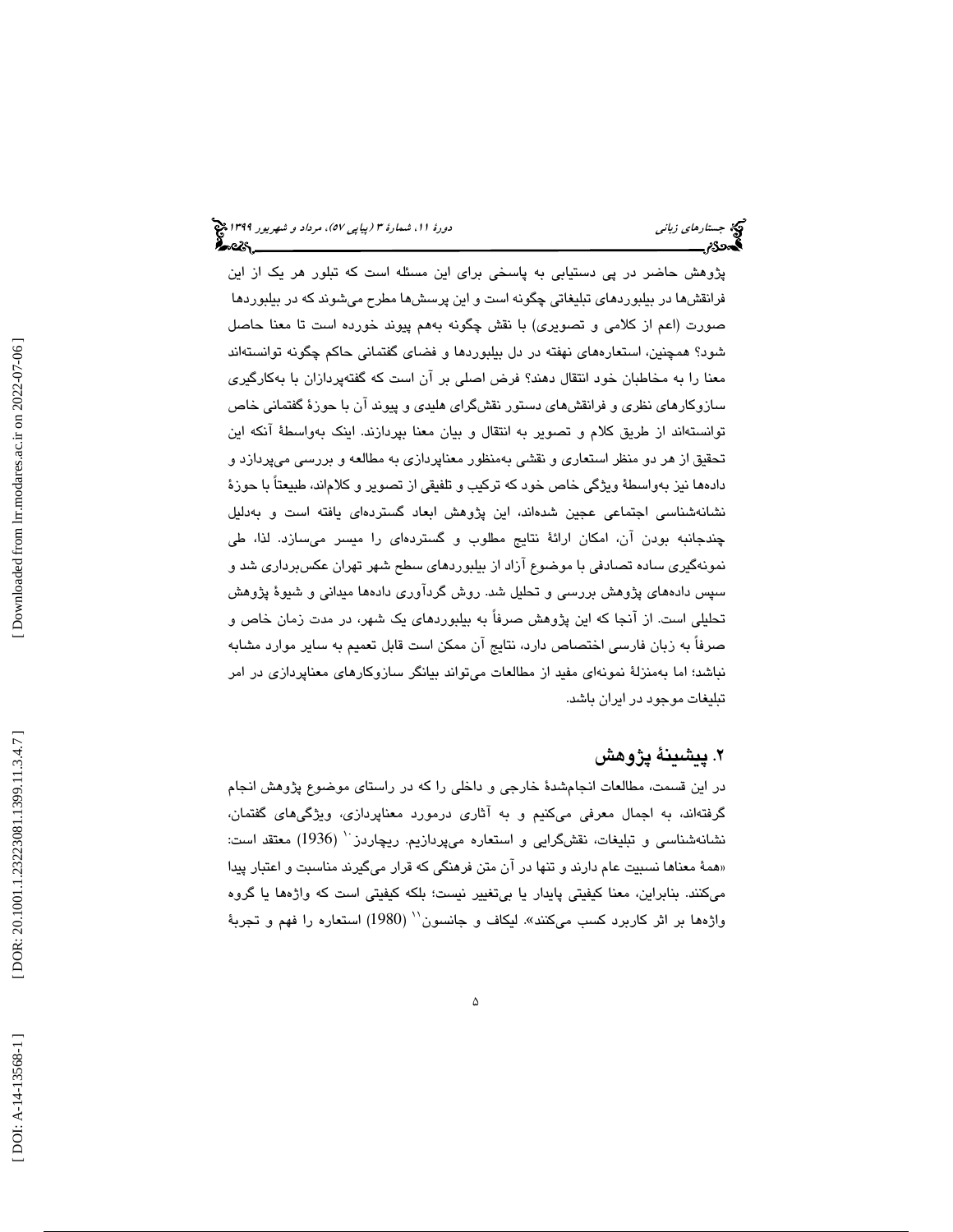پژوهش حاضر در پی دستیابی به پاسخی برای این مسئله است که تبلور هر یک از این فرانقش‌ها در بیلبوردهای تبلیغاتی چگونه است و این پرسش‌ها مطرح می‌شوند که در بیلبوردها صورت (اعم از کلامی و تصویری) با نقش چگونه به‌هم پیوند خورده است تا معنا حاصل شود؟ همچنین، استعاره‌های نهفته در دل بیلبوردها و فضای گفتمانی حاکم چگونه توانسته‌اند معنا را به مخاطبان خود انتقال دهند؟ فرض اصلی بر آن است که گفته‌پردازان با به‌کارگیری سازوکارهای نظری و فرانقش‌های دستور نقش‌گرای هلیدی و پیوند آن با حوزهٔ گفتمانی خاص توانسته‌اند از طریق کلام و تصویر به انتقال و بیان معنا بپردازند. اینک به‌واسطهٔ آنکه این تحقیق از هر دو منظر استعاری و نقشی به‌منظور معناپردازی به مطالعه و بررسی می‌پردازد و داده‌ها نیز به‌واسطهٔ ویژگی خاص خود که ترکیب و تلفیقی از تصویر و کلام‌اند، طبیعتاً با حوزهٔ نشانه‌شناسی اجتماعی عجین شده‌اند، این پژوهش ابعاد گسترده‌ای یافته است و به‌دلیل چندجانبه بودن آن، امکان ارائهٔ نتایج مطلوب و گسترده‌ای را میسر می‌سازد. لذا، طی نمونه‌گیری ساده تصادفی با موضوع آزاد از بیلبوردهای سطح شهر تهران عکس‌برداری شد و سپس داده‌های پژوهش بررسی و تحلیل شد. روش گردآوری داده‌ها میدانی و شیوهٔ پژوهش تحلیلی است. از آنجا که این پژوهش صرفاً به بیلبوردهای یک شهر، در مدت زمان خاص و صرفاً به زبان فارسی اختصاص دارد، نتایج آن ممکن است قابل تعمیم به سایر موارد مشابه نباشد؛ اما به‌منزلهٔ نمونه‌ای مفید از مطالعات می‌تواند بیانگر سازوکارهای معناپردازی در امر تبلیغات موجود در ایران باشد.

## ۲. پیشینهٔ پژوهش

در این قسمت، مطالعات انجام‌شدهٔ خارجی و داخلی را که در راستای موضوع پژوهش انجام گرفته‌اند، به اجمال معرفی می‌کنیم و به آثاری درمورد معناپردازی، ویژگی‌های گفتمان، نشانه‌شناسی و تبلیغات، نقش‌گرایی و استعاره می‌پردازیم. ریچاردز[10] (1936) معتقد است: «همهٔ معناها نسبیت عام دارند و تنها در آن متن فرهنگی که قرار می‌گیرند مناسبت و اعتبار پیدا می‌کنند. بنابراین، معنا کیفیتی پایدار یا بی‌تغییر نیست؛ بلکه کیفیتی است که واژه‌ها یا گروه واژه‌ها بر اثر کاربرد کسب می‌کنند». لیکاف و جانسون[11] (1980) استعاره را فهم و تجربهٔ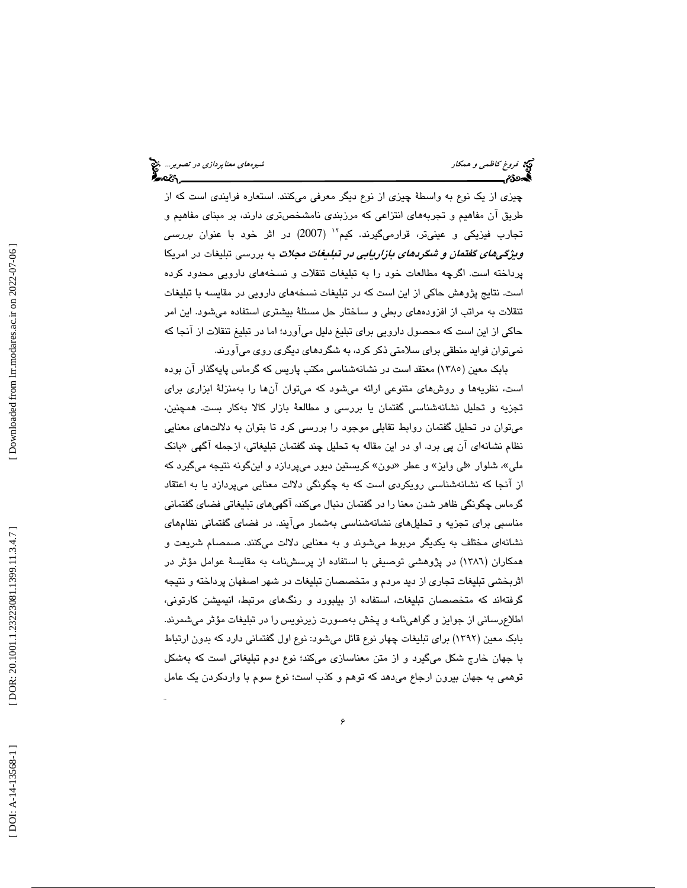چیزی از یک نوع به واسطهٔ چیزی از نوع دیگر معرفی می‌کنند. استعاره فرایندی است که از طریق آن مفاهیم و تجربه‌های انتزاعی که مرزبندی نامشخص‌تری دارند، بر مبنای مفاهیم و تجارب فیزیکی و عینی‌تر، قرارمی‌گیرند. کیم[۱۲] (2007) در اثر خود با عنوان *بررسی **ویژگی‌های گفتمان و شگردهای بازاریابی در تبلیغات مجلات*** به بررسی تبلیغات در امریکا پرداخته است. اگرچه مطالعات خود را به تبلیغات تنقلات و نسخه‌های دارویی محدود کرده است. نتایج پژوهش حاکی از این است که در تبلیغات نسخه‌های دارویی در مقایسه با تبلیغات تنقلات به مراتب از افزوده‌های ربطی و ساختار حل مسئلهٔ بیشتری استفاده می‌شود. این امر حاکی از این است که محصول دارویی برای تبلیغ دلیل می‌آورد؛ اما در تبلیغ تنقلات از آنجا که نمی‌توان فواید منطقی برای سلامتی ذکر کرد، به شگردهای دیگری روی می‌آورند.

بابک معین (۱۳۸۵) معتقد است در نشانه‌شناسی مکتب پاریس که گرماس پایه‌گذار آن بوده است، نظریه‌ها و روش‌های متنوعی ارائه می‌شود که می‌توان آن‌ها را به‌منزلهٔ ابزاری برای تجزیه و تحلیل نشانه‌شناسی گفتمان یا بررسی و مطالعهٔ بازار کالا به‌کار بست. همچنین، می‌توان در تحلیل گفتمان روابط تقابلی موجود را بررسی کرد تا بتوان به دلالت‌های معنایی نظام نشانه‌ای آن پی برد. او در این مقاله به تحلیل چند گفتمان تبلیغاتی، ازجمله آگهی «بانک ملی»، شلوار «لی وایز» و عطر «دون» کریستین دیور می‌پردازد و این‌گونه نتیجه می‌گیرد که از آنجا که نشانه‌شناسی رویکردی است که به چگونگی دلالت معنایی می‌پردازد یا به اعتقاد گرماس چگونگی ظاهر شدن معنا را در گفتمان دنبال می‌کند، آگهی‌های تبلیغاتی فضای گفتمانی مناسبی برای تجزیه و تحلیل‌های نشانه‌شناسی به‌شمار می‌آیند. در فضای گفتمانی نظام‌های نشانه‌ای مختلف به یکدیگر مربوط می‌شوند و به معنایی دلالت می‌کنند. صمصام شریعت و همکاران (۱۳۸۶) در پژوهشی توصیفی با استفاده از پرسش‌نامه به مقایسهٔ عوامل مؤثر در اثربخشی تبلیغات تجاری از دید مردم و متخصصان تبلیغات در شهر اصفهان پرداخته و نتیجه گرفته‌اند که متخصصان تبلیغات، استفاده از بیلبورد و رنگ‌های مرتبط، انیمیشن کارتونی، اطلاع‌رسانی از جوایز و گواهی‌نامه و پخش به‌صورت زیرنویس را در تبلیغات مؤثر می‌شمرند. بابک معین (۱۳۹۲) برای تبلیغات چهار نوع قائل می‌شود: نوع اول گفتمانی دارد که بدون ارتباط با جهان خارج شکل می‌گیرد و از متن معناسازی می‌کند؛ نوع دوم تبلیغاتی است که به‌شکل توهمی به جهان بیرون ارجاع می‌دهد که توهم و کذب است؛ نوع سوم با واردکردن یک عامل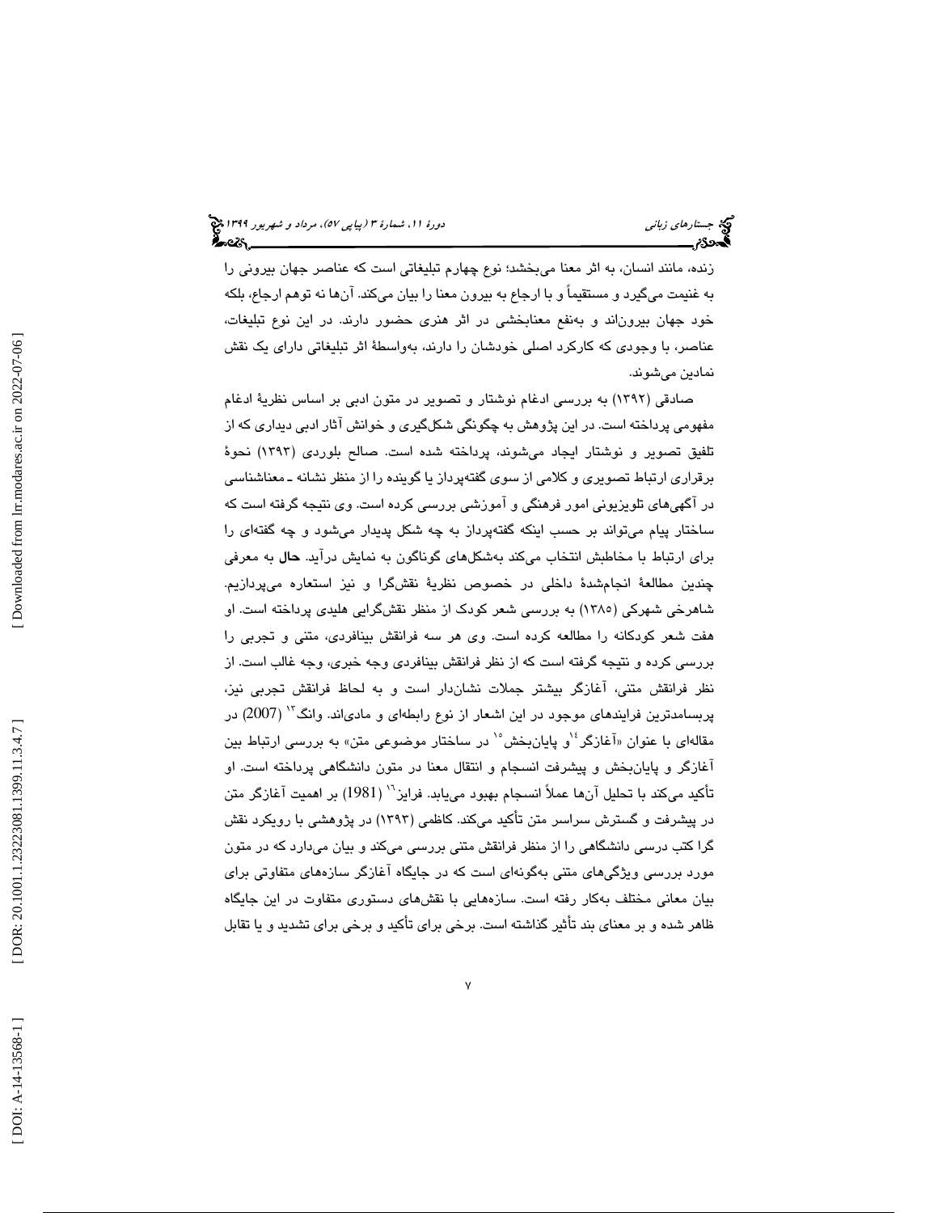زنده، مانند انسان، به اثر معنا می‌بخشد؛ نوع چهارم تبلیغاتی است که عناصر جهان بیرونی را به غنیمت می‌گیرد و مستقیماً و با ارجاع به بیرون معنا را بیان می‌کند. آن‌ها نه توهم ارجاع، بلکه خود جهان بیرون‌اند و به‌نفع معنابخشی در اثر هنری حضور دارند. در این نوع تبلیغات، عناصر، با وجودی که کارکرد اصلی خودشان را دارند، به‌واسطهٔ اثر تبلیغاتی دارای یک نقش نمادین می‌شوند.

صادقی (۱۳۹۲) به بررسی ادغام نوشتار و تصویر در متون ادبی بر اساس نظریهٔ ادغام مفهومی پرداخته است. در این پژوهش به چگونگی شکل‌گیری و خوانش آثار ادبی دیداری که از تلفیق تصویر و نوشتار ایجاد می‌شوند، پرداخته شده است. صالح بلوردی (۱۳۹۳) نحوهٔ برقراری ارتباط تصویری و کلامی از سوی گفته‌پرداز یا گوینده را از منظر نشانه ـ معناشناسی در آگهی‌های تلویزیونی امور فرهنگی و آموزشی بررسی کرده است. وی نتیجه گرفته است که ساختار پیام می‌تواند بر حسب اینکه گفته‌پرداز به چه شکل پدیدار می‌شود و چه گفته‌ای را برای ارتباط با مخاطبش انتخاب می‌کند به‌شکل‌های گوناگون به نمایش درآید. **حال** به معرفی چندین مطالعهٔ انجام‌شدهٔ داخلی در خصوص نظریهٔ نقش‌گرا و نیز استعاره می‌پردازیم. شاهرخی شهرکی (۱۳۸۵) به بررسی شعر کودک از منظر نقش‌گرایی هلیدی پرداخته است. او هفت شعر کودکانه را مطالعه کرده است. وی هر سه فرانقش بینافردی، متنی و تجربی را بررسی کرده و نتیجه گرفته است که از نظر فرانقش بینافردی وجه خبری، وجه غالب است. از نظر فرانقش متنی، آغازگر بیشتر جملات نشان‌دار است و به لحاظ فرانقش تجربی نیز، پربسامدترین فرایندهای موجود در این اشعار از نوع رابطه‌ای و مادی‌اند. وانگ[۱۳] (2007) در مقاله‌ای با عنوان «آغازگر[۱۴] و پایان‌بخش[۱۵] در ساختار موضوعی متن» به بررسی ارتباط بین آغازگر و پایان‌بخش و پیشرفت انسجام و انتقال معنا در متون دانشگاهی پرداخته است. او تأکید می‌کند با تحلیل آن‌ها عملاً انسجام بهبود می‌یابد. فرایز[۱۶] (1981) بر اهمیت آغازگر متن در پیشرفت و گسترش سراسر متن تأکید می‌کند. کاظمی (۱۳۹۳) در پژوهشی با رویکرد نقش گرا کتب درسی دانشگاهی را از منظر فرانقش متنی بررسی می‌کند و بیان می‌دارد که در متون مورد بررسی ویژگی‌های متنی به‌گونه‌ای است که در جایگاه آغازگر سازه‌های متفاوتی برای بیان معانی مختلف به‌کار رفته است. سازه‌هایی با نقش‌های دستوری متفاوت در این جایگاه ظاهر شده و بر معنای بند تأثیر گذاشته است. برخی برای تأکید و برخی برای تشدید و یا تقابل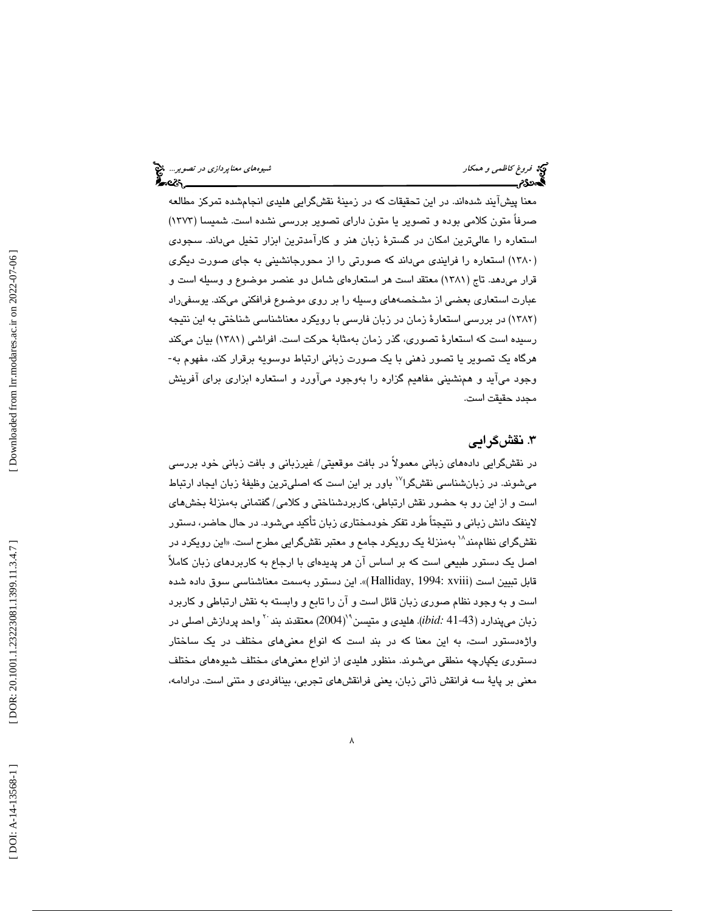معنا پیش‌آیند شده‌اند. در این تحقیقات که در زمینهٔ نقش‌گرایی هلیدی انجام‌شده تمرکز مطالعه صرفاً متون کلامی بوده و تصویر یا متون دارای تصویر بررسی نشده است. شمیسا (۱۳۷۳) استعاره را عالی‌ترین امکان در گسترهٔ زبان هنر و کارآمدترین ابزار تخیل می‌داند. سجودی (۱۳۸۰) استعاره را فرایندی می‌داند که صورتی را از محورجانشینی به جای صورت دیگری قرار می‌دهد. تاج (۱۳۸۱) معتقد است هر استعاره‌ای شامل دو عنصر موضوع و وسیله است و عبارت استعاری بعضی از مشخصه‌های وسیله را بر روی موضوع فرافکنی می‌کند. یوسفی‌راد (۱۳۸۲) در بررسی استعارهٔ زمان در زبان فارسی با رویکرد معناشناسی شناختی به این نتیجه رسیده است که استعارهٔ تصوری، گذر زمان به‌مثابهٔ حرکت است. افراشی (۱۳۸۱) بیان می‌کند هرگاه یک تصویر یا تصور ذهنی با یک صورت زبانی ارتباط دوسویه برقرار کند، مفهوم به‌وجود می‌آید و هم‌نشینی مفاهیم گزاره را به‌وجود می‌آورد و استعاره ابزاری برای آفرینش مجدد حقیقت است.

## ۳. نقش‌گرایی

در نقش‌گرایی داده‌های زبانی معمولاً در بافت موقعیتی/ غیرزبانی و بافت زبانی خود بررسی می‌شوند. در زبان‌شناسی نقش‌گرا[17] باور بر این است که اصلی‌ترین وظیفهٔ زبان ایجاد ارتباط است و از این رو به حضور نقش ارتباطی، کاربردشناختی و کلامی/ گفتمانی به‌منزلهٔ بخش‌های لاینفک دانش زبانی و نتیجتاً طرد تفکر خودمختاری زبان تأکید می‌شود. در حال حاضر، دستور نقش‌گرای نظام‌مند[18] به‌منزلهٔ یک رویکرد جامع و معتبر نقش‌گرایی مطرح است. «این رویکرد در اصل یک دستور طبیعی است که بر اساس آن هر پدیده‌ای با ارجاع به کاربردهای زبان کاملاً قابل تبیین است (Halliday, 1994: xviii)». این دستور به‌سمت معناشناسی سوق داده شده است و به وجود نظام صوری زبان قائل است و آن را تابع و وابسته به نقش ارتباطی و کاربرد زبان می‌پندارد (*ibid:* 41-43). هلیدی و متیسن[19](2004) معتقدند بند[20] واحد پردازش اصلی در واژه‌دستور است، به این معنا که در بند است که انواع معنی‌های مختلف در یک ساختار دستوری یکپارچه منطقی می‌شوند. منظور هلیدی از انواع معنی‌های مختلف شیوه‌های مختلف معنی بر پایهٔ سه فرانقش ذاتی زبان، یعنی فرانقش‌های تجربی، بینافردی و متنی است. درادامه،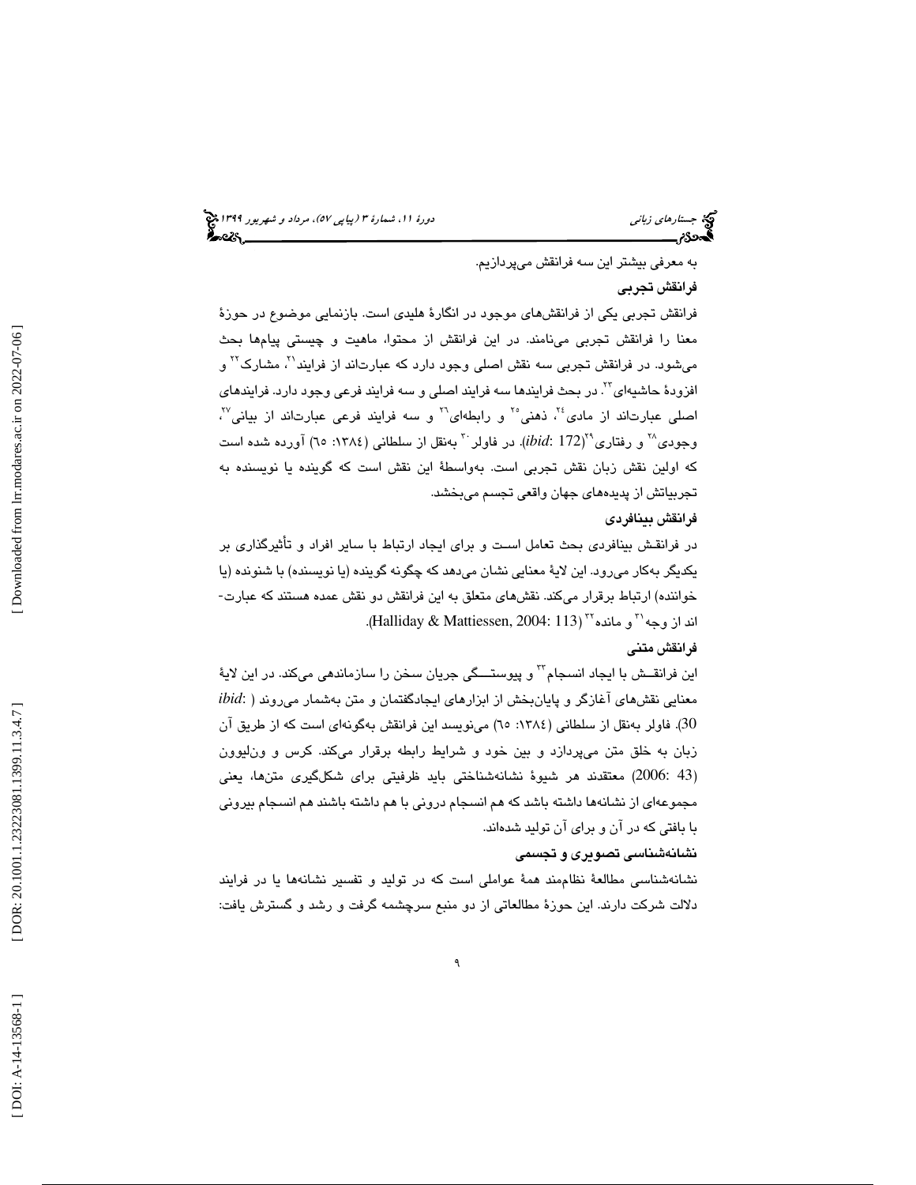به معرفی بیشتر این سه فرانقش می‌پردازیم.

### فرانقش تجربی

فرانقش تجربی یکی از فرانقش‌های موجود در انگارۀ هلیدی است. بازنمایی موضوع در حوزۀ معنا را فرانقش تجربی می‌نامند. در این فرانقش از محتوا، ماهیت و چیستی پیام‌ها بحث می‌شود. در فرانقش تجربی سه نقش اصلی وجود دارد که عبارت‌اند از فرایند[21]، مشارک[22] و افزودۀ حاشیه‌ای[23]. در بحث فرایندها سه فرایند اصلی و سه فرایند فرعی وجود دارد. فرایندهای اصلی عبارت‌اند از مادی[24]، ذهنی[25] و رابطه‌ای[26] و سه فرایند فرعی عبارت‌اند از بیانی[27]، وجودی[28] و رفتاری[29](*ibid*: 172). در فاولر[30] به‌نقل از سلطانی (١٣٨٤: ٦٥) آورده شده است که اولین نقش زبان نقش تجربی است. به‌واسطۀ این نقش است که گوینده یا نویسنده به تجربیاتش از پدیده‌های جهان واقعی تجسم می‌بخشد.

### فرانقش بینافردی

در فرانقش بینافردی بحث تعامل است و برای ایجاد ارتباط با سایر افراد و تأثیرگذاری بر یکدیگر به‌کار می‌رود. این لایۀ معنایی نشان می‌دهد که چگونه گوینده (یا نویسنده) با شنونده (یا خواننده) ارتباط برقرار می‌کند. نقش‌های متعلق به این فرانقش دو نقش عمده هستند که عبارت‌اند از وجه[31] و مانده[32] (Halliday & Mattiessen, 2004: 113).

### فرانقش متنی

این فرانقش با ایجاد انسجام[33] و پیوستگی جریان سخن را سازماندهی می‌کند. در این لایۀ معنایی نقش‌های آغازگر و پایان‌بخش از ابزارهای ایجادگفتمان و متن به‌شمار می‌روند (*ibid*: 30). فاولر به‌نقل از سلطانی (١٣٨٤: ٦٥) می‌نویسد این فرانقش به‌گونه‌ای است که از طریق آن زبان به خلق متن می‌پردازد و بین خود و شرایط رابطه برقرار می‌کند. کرس و ون‌لیوون (2006: 43) معتقدند هر شیوۀ نشانه‌شناختی باید ظرفیتی برای شکل‌گیری متن‌ها، یعنی مجموعه‌ای از نشانه‌ها داشته باشد که هم انسجام درونی با هم داشته باشند هم انسجام بیرونی با بافتی که در آن و برای آن تولید شده‌اند.

### نشانه‌شناسی تصویری و تجسمی

نشانه‌شناسی مطالعۀ نظام‌مند همۀ عواملی است که در تولید و تفسیر نشانه‌ها یا در فرایند دلالت شرکت دارند. این حوزۀ مطالعاتی از دو منبع سرچشمه گرفت و رشد و گسترش یافت: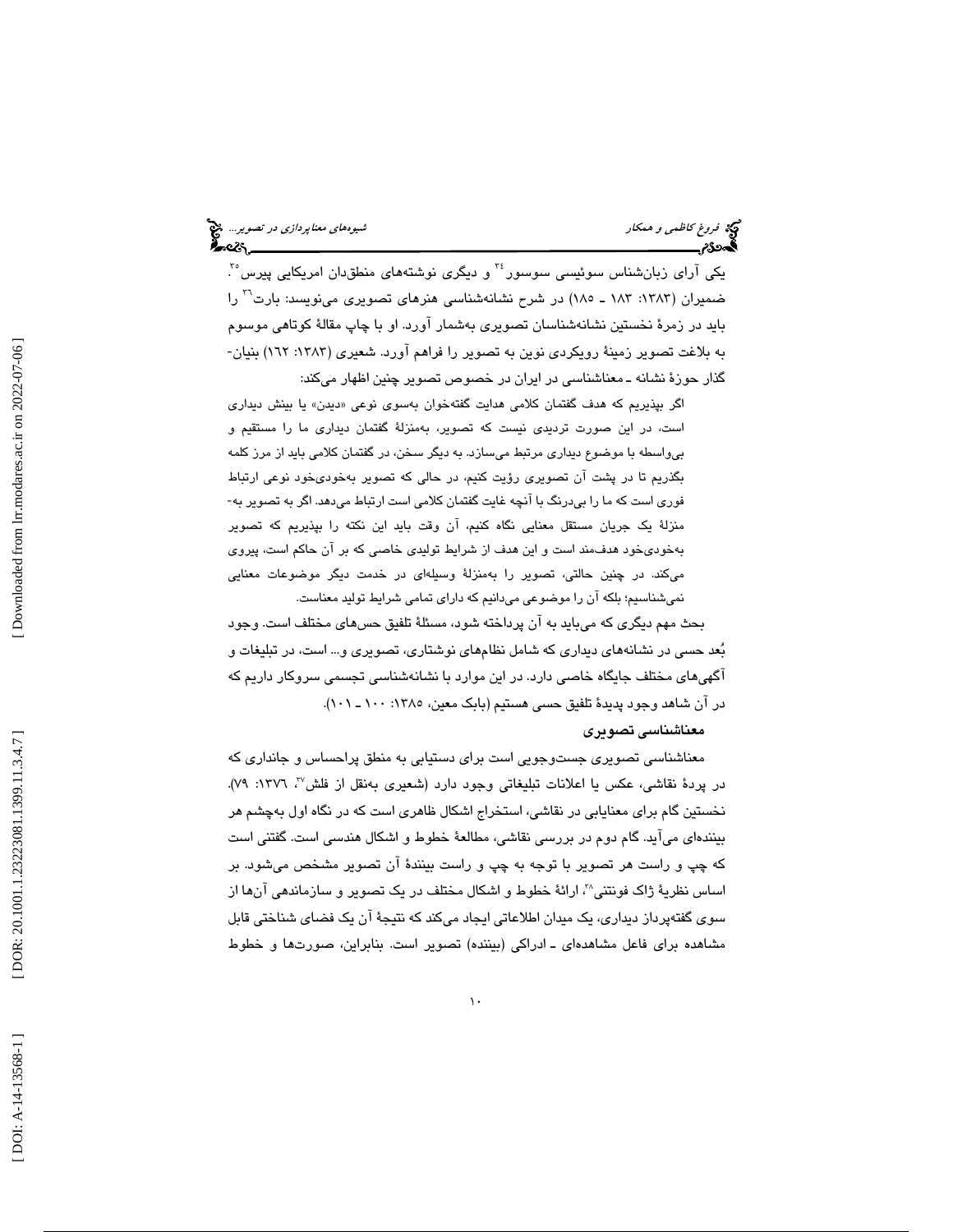یکی آرای زبان‌شناس سوئیسی سوسور[34] و دیگری نوشته‌های منطق‌دان امریکایی پیرس[35]. ضمیران (۱۳۸۳: ۱۸۳ ـ ۱۸۵) در شرح نشانه‌شناسی هنرهای تصویری می‌نویسد: بارت[36] را باید در زمرهٔ نخستین نشانه‌شناسان تصویری به‌شمار آورد. او با چاپ مقالهٔ کوتاهی موسوم به بلاغت تصویر زمینهٔ رویکردی نوین به تصویر را فراهم آورد. شعیری (۱۳۸۳: ۱۶۲) بنیان‌گذار حوزهٔ نشانه ـ معناشناسی در ایران در خصوص تصویر چنین اظهار می‌کند:

> اگر بپذیریم که هدف گفتمان کلامی هدایت گفته‌خوان به‌سوی نوعی «دیدن» یا بینش دیداری است، در این صورت تردیدی نیست که تصویر، به‌منزلهٔ گفتمان دیداری ما را مستقیم و بی‌واسطه با موضوع دیداری مرتبط می‌سازد. به دیگر سخن، در گفتمان کلامی باید از مرز کلمه بگذریم تا در پشت آن تصویری رؤیت کنیم، در حالی که تصویر به‌خودی‌خود نوعی ارتباط فوری است که ما را بی‌درنگ با آنچه غایت گفتمان کلامی است ارتباط می‌دهد. اگر به تصویر به‌منزلهٔ یک جریان مستقل معنایی نگاه کنیم، آن وقت باید این نکته را بپذیریم که تصویر به‌خودی‌خود هدف‌مند است و این هدف از شرایط تولیدی خاصی که بر آن حاکم است، پیروی می‌کند. در چنین حالتی، تصویر را به‌منزلهٔ وسیله‌ای در خدمت دیگر موضوعات معنایی نمی‌شناسیم؛ بلکه آن را موضوعی می‌دانیم که دارای تمامی شرایط تولید معناست.

بحث مهم دیگری که می‌باید به آن پرداخته شود، مسئلهٔ تلفیق حس‌های مختلف است. وجود بُعد حسی در نشانه‌های دیداری که شامل نظام‌های نوشتاری، تصویری و... است، در تبلیغات و آگهی‌های مختلف جایگاه خاصی دارد. در این موارد با نشانه‌شناسی تجسمی سروکار داریم که در آن شاهد وجود پدیدهٔ تلفیق حسی هستیم (بابک معین، ۱۳۸۵: ۱۰۰ ـ ۱۰۱).

### معناشناسی تصویری

معناشناسی تصویری جست‌وجویی است برای دستیابی به منطق پراحساس و جانداری که در پردهٔ نقاشی، عکس یا اعلانات تبلیغاتی وجود دارد (شعیری به‌نقل از فلش[37]، ۱۳۷۶: ۷۹). نخستین گام برای معنایابی در نقاشی، استخراج اشکال ظاهری است که در نگاه اول به‌چشم هر بیننده‌ای می‌آید. گام دوم در بررسی نقاشی، مطالعهٔ خطوط و اشکال هندسی است. گفتنی است که چپ و راست هر تصویر با توجه به چپ و راست بینندهٔ آن تصویر مشخص می‌شود. بر اساس نظریهٔ ژاک فونتنی[38]، ارائهٔ خطوط و اشکال مختلف در یک تصویر و سازماندهی آن‌ها از سوی گفته‌پرداز دیداری، یک میدان اطلاعاتی ایجاد می‌کند که نتیجهٔ آن یک فضای شناختی قابل مشاهده برای فاعل مشاهده‌ای ـ ادراکی (بیننده) تصویر است. بنابراین، صورت‌ها و خطوط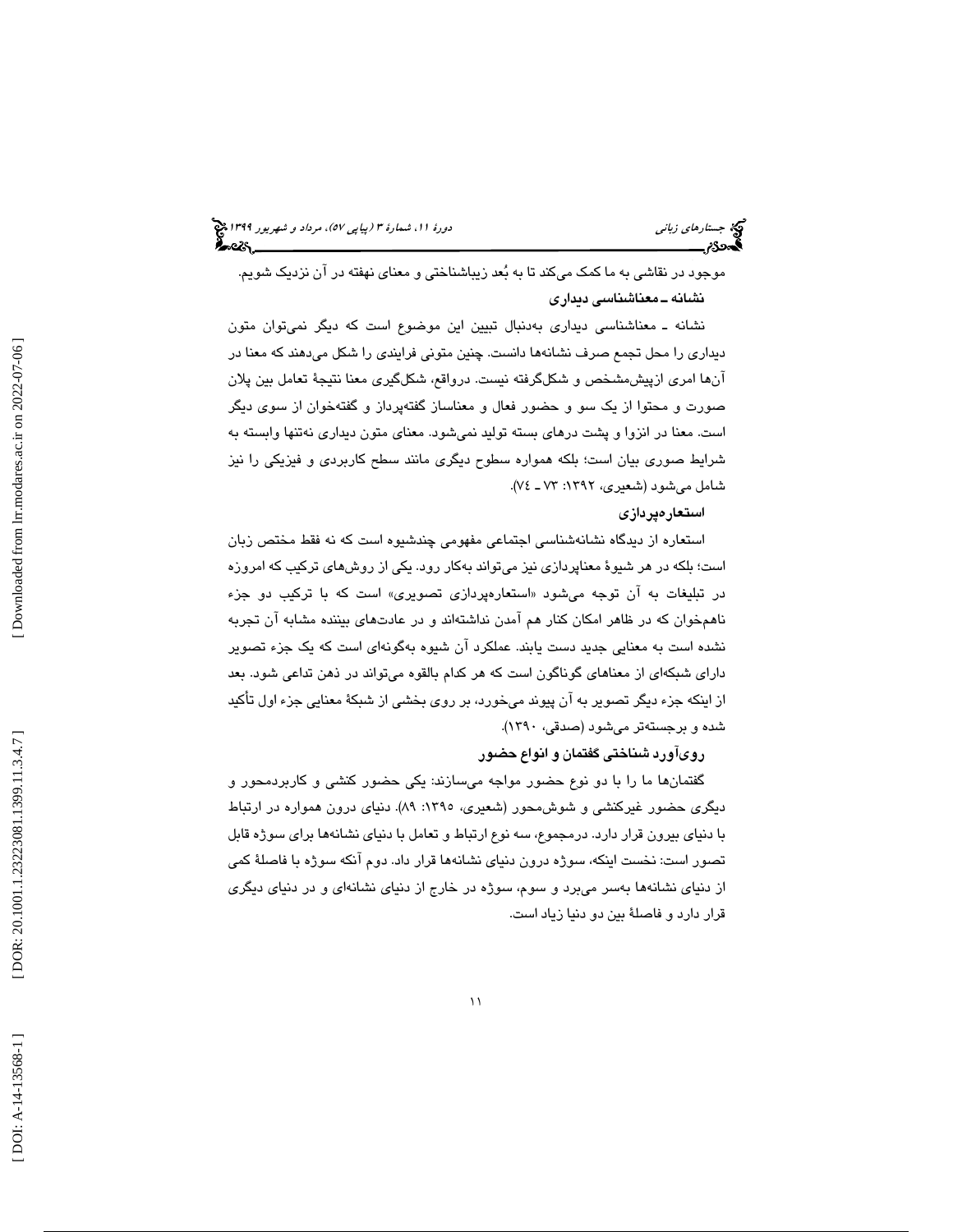موجود در نقاشی به ما کمک می‌کند تا به بُعد زیباشناختی و معنای نهفته در آن نزدیک شویم.

### نشانه ـ معناشناسی دیداری

نشانه ـ معناشناسی دیداری به‌دنبال تبیین این موضوع است که دیگر نمی‌توان متون دیداری را محل تجمع صرف نشانه‌ها دانست. چنین متونی فرایندی را شکل می‌دهند که معنا در آن‌ها امری ازپیش‌مشخص و شکل‌گرفته نیست. درواقع، شکل‌گیری معنا نتیجهٔ تعامل بین پلان صورت و محتوا از یک سو و حضور فعال و معناساز گفته‌پرداز و گفته‌خوان از سوی دیگر است. معنا در انزوا و پشت درهای بسته تولید نمی‌شود. معنای متون دیداری نه‌تنها وابسته به شرایط صوری بیان است؛ بلکه همواره سطوح دیگری مانند سطح کاربردی و فیزیکی را نیز شامل می‌شود (شعیری، ۱۳۹۲: ۷۳ ـ ۷٤).

### استعاره‌پردازی

استعاره از دیدگاه نشانه‌شناسی اجتماعی مفهومی چندشیوه است که نه فقط مختص زبان است؛ بلکه در هر شیوهٔ معناپردازی نیز می‌تواند به‌کار رود. یکی از روش‌های ترکیب که امروزه در تبلیغات به آن توجه می‌شود «استعاره‌پردازی تصویری» است که با ترکیب دو جزء ناهم‌خوان که در ظاهر امکان کنار هم آمدن نداشته‌اند و در عادت‌های بیننده مشابه آن تجربه نشده است به معنایی جدید دست یابند. عملکرد آن شیوه به‌گونه‌ای است که یک جزء تصویر دارای شبکه‌ای از معناهای گوناگون است که هر کدام بالقوه می‌تواند در ذهن تداعی شود. بعد از اینکه جزء دیگر تصویر به آن پیوند می‌خورد، بر روی بخشی از شبکهٔ معنایی جزء اول تأکید شده و برجسته‌تر می‌شود (صدقی، ۱۳۹۰).

### روی‌آورد شناختی گفتمان و انواع حضور

گفتمان‌ها ما را با دو نوع حضور مواجه می‌سازند: یکی حضور کنشی و کاربردمحور و دیگری حضور غیرکنشی و شوش‌محور (شعیری، ۱۳۹۵: ۸۹). دنیای درون همواره در ارتباط با دنیای بیرون قرار دارد. درمجموع، سه نوع ارتباط و تعامل با دنیای نشانه‌ها برای سوژه قابل تصور است: نخست اینکه، سوژه درون دنیای نشانه‌ها قرار داد. دوم آنکه سوژه با فاصلهٔ کمی از دنیای نشانه‌ها به‌سر می‌برد و سوم، سوژه در خارج از دنیای نشانه‌ای و در دنیای دیگری قرار دارد و فاصلهٔ بین دو دنیا زیاد است.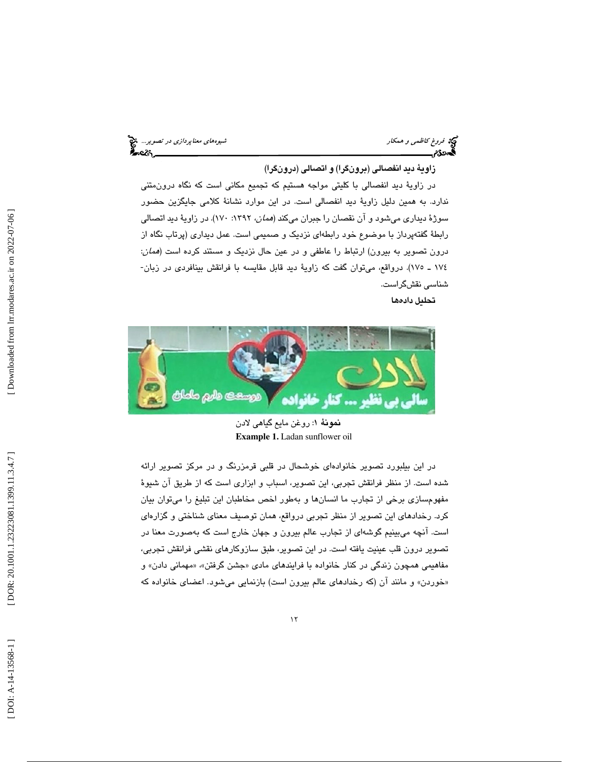### زاویهٔ دید انفصالی (برون‌گرا) و اتصالی (درون‌گرا)

در زاویهٔ دید انفصالی با کلیتی مواجه هستیم که تجمیع مکانی است که نگاه درون‌متنی ندارد. به همین دلیل زاویهٔ دید انفصالی است. در این موارد نشانهٔ کلامی جایگزین حضور سوژهٔ دیداری می‌شود و آن نقصان را جبران می‌کند (*همان*، ۱۳۹۲: ۱۷۰). در زاویهٔ دید اتصالی رابطهٔ گفته‌پرداز با موضوع خود رابطه‌ای نزدیک و صمیمی است. عمل دیداری (پرتاب نگاه از درون تصویر به بیرون) ارتباط را عاطفی و در عین حال نزدیک و مستند کرده است (*همان*: ۱۷۴ ـ ۱۷۵). درواقع، می‌توان گفت که زاویهٔ دید قابل مقایسه با فرانقش بینافردی در زبان‌شناسی نقش‌گراست.

### تحلیل داده‌ها

**نمونهٔ ۱**: روغن مایع گیاهی لادن

**Example 1.** Ladan sunflower oil

در این بیلبورد تصویر خانواده‌ای خوشحال در قلبی قرمزرنگ و در مرکز تصویر ارائه شده است. از منظر فرانقش تجربی، این تصویر، اسباب و ابزاری است که از طریق آن شیوهٔ مفهوم‌سازی برخی از تجارب ما انسان‌ها و به‌طور اخص مخاطبان این تبلیغ را می‌توان بیان کرد. رخدادهای این تصویر از منظر تجربی درواقع، همان توصیف معنای شناختی و گزاره‌ای است. آنچه می‌بینیم گوشه‌ای از تجارب عالم بیرون و جهان خارج است که به‌صورت معنا در تصویر درون قلب عینیت یافته است. در این تصویر، طبق سازوکارهای نقشی فرانقش تجربی، مفاهیمی همچون زندگی در کنار خانواده با فرایندهای مادی «جشن گرفتن»، «مهمانی دادن» و «خوردن» و مانند آن (که رخدادهای عالم بیرون است) بازنمایی می‌شود. اعضای خانواده که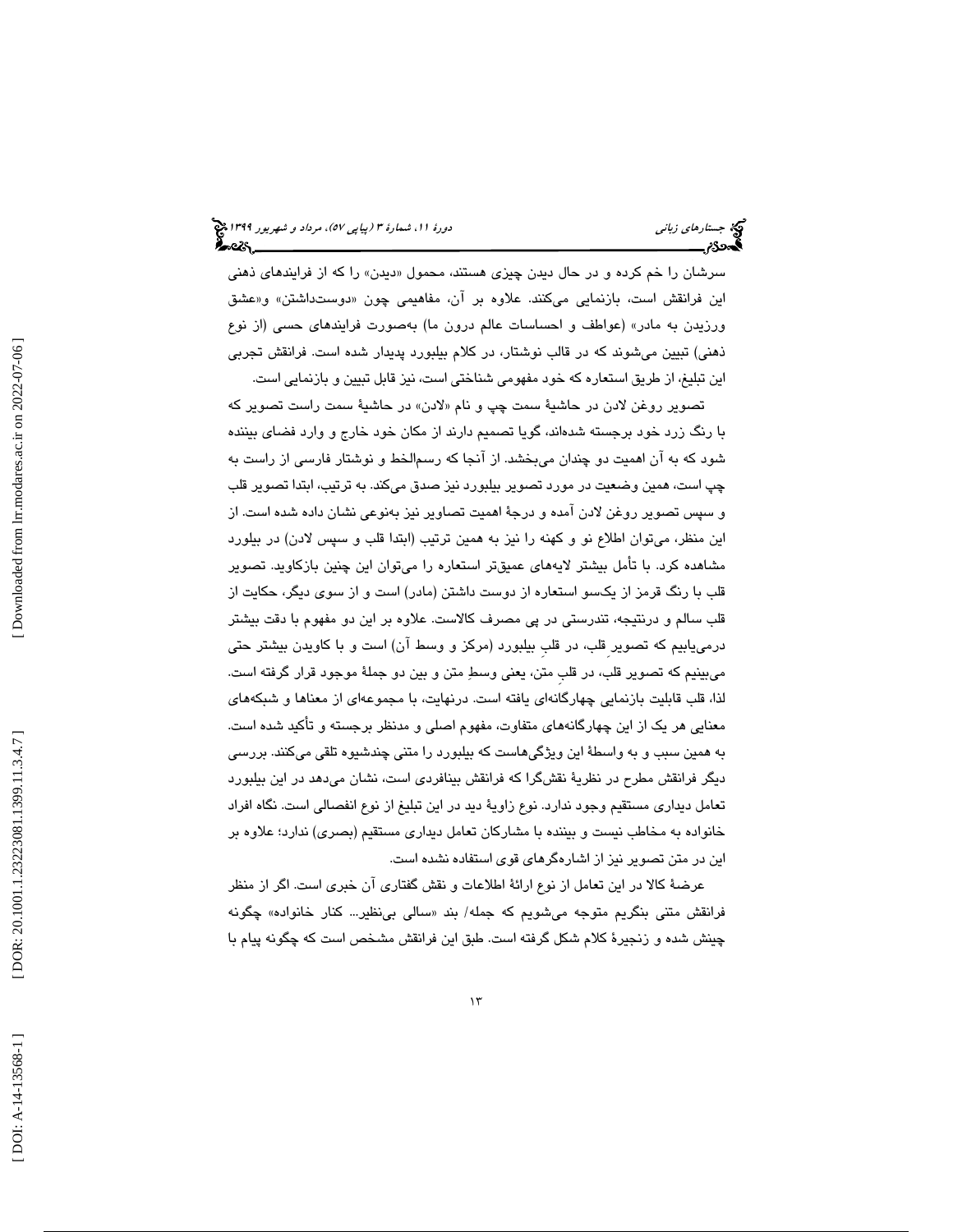سرشان را خم کرده و در حال دیدن چیزی هستند، محمول «دیدن» را که از فرایندهای ذهنی این فرانقش است، بازنمایی می‌کنند. علاوه بر آن، مفاهیمی چون «دوست‌داشتن» و«عشق ورزیدن به مادر» (عواطف و احساسات عالم درون ما) به‌صورت فرایندهای حسی (از نوع ذهنی) تبیین می‌شوند که در قالب نوشتار، در کلام بیلبورد پدیدار شده است. فرانقش تجربی این تبلیغ، از طریق استعاره که خود مفهومی شناختی است، نیز قابل تبیین و بازنمایی است.

تصویر روغن لادن در حاشیهٔ سمت چپ و نام «لادن» در حاشیهٔ سمت راست تصویر که با رنگ زرد خود برجسته شده‌اند، گویا تصمیم دارند از مکان خود خارج و وارد فضای بیننده شود که به آن اهمیت دو چندان می‌بخشد. از آنجا که رسم‌الخط و نوشتار فارسی از راست به چپ است، همین وضعیت در مورد تصویر بیلبورد نیز صدق می‌کند. به ترتیب، ابتدا تصویر قلب و سپس تصویر روغن لادن آمده و درجهٔ اهمیت تصاویر نیز به‌نوعی نشان داده شده است. از این منظر، می‌توان اطلاع نو و کهنه را نیز به همین ترتیب (ابتدا قلب و سپس لادن) در بیلبورد مشاهده کرد. با تأمل بیشتر لایه‌های عمیق‌تر استعاره را می‌توان این چنین بازکاوید. تصویر قلب با رنگ قرمز از یک‌سو استعاره از دوست داشتن (مادر) است و از سوی دیگر، حکایت از قلب سالم و درنتیجه، تندرستی در پی مصرف کالاست. علاوه بر این دو مفهوم با دقت بیشتر درمی‌یابیم که تصویرِ قلب، در قلبِ بیلبورد (مرکز و وسط آن) است و با کاویدن بیشتر حتی می‌بینیم که تصویر قلب، در قلبِ متن، یعنی وسطِ متن و بین دو جملهٔ موجود قرار گرفته است. لذا، قلب قابلیت بازنمایی چهارگانه‌ای یافته است. درنهایت، با مجموعه‌ای از معناها و شبکه‌های معنایی هر یک از این چهارگانه‌های متفاوت، مفهوم اصلی و مدنظر برجسته و تأکید شده است. به همین سبب و به واسطهٔ این ویژگی‌هاست که بیلبورد را متنی چندشیوه تلقی می‌کنند. بررسی دیگر فرانقش مطرح در نظریهٔ نقش‌گرا که فرانقش بینافردی است، نشان می‌دهد در این بیلبورد تعامل دیداری مستقیم وجود ندارد. نوع زاویهٔ دید در این تبلیغ از نوع انفصالی است. نگاه افراد خانواده به مخاطب نیست و بیننده با مشارکان تعامل دیداری مستقیم (بصری) ندارد؛ علاوه بر این در متن تصویر نیز از اشاره‌گرهای قوی استفاده نشده است.

عرضهٔ کالا در این تعامل از نوع ارائهٔ اطلاعات و نقش گفتاری آن خبری است. اگر از منظر فرانقش متنی بنگریم متوجه می‌شویم که جمله/ بند «سالی بی‌نظیر... کنار خانواده» چگونه چینش شده و زنجیرهٔ کلام شکل گرفته است. طبق این فرانقش مشخص است که چگونه پیام با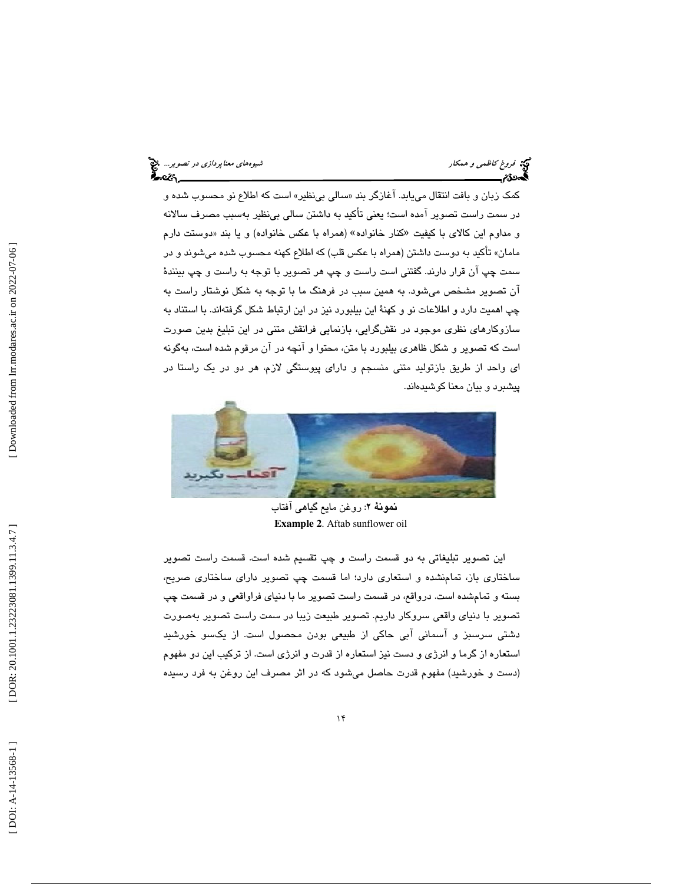کمک زبان و بافت انتقال می‌یابد. آغازگر بند «سالی بی‌نظیر» است که اطلاع نو محسوب شده و در سمت راست تصویر آمده است؛ یعنی تأکید به داشتن سالی بی‌نظیر به‌سبب مصرف سالانه و مداوم این کالای با کیفیت «کنار خانواده» (همراه با عکس خانواده) و یا بند «دوستت دارم مامان» تأکید به دوست داشتن (همراه با عکس قلب) که اطلاع کهنه محسوب شده می‌شوند و در سمت چپ آن قرار دارند. گفتنی است راست و چپ هر تصویر با توجه به راست و چپ بینندهٔ آن تصویر مشخص می‌شود. به همین سبب در فرهنگ ما با توجه به شکل نوشتار راست به چپ اهمیت دارد و اطلاعات نو و کهنهٔ این بیلبورد نیز در این ارتباط شکل گرفته‌اند. با استناد به سازوکارهای نظری موجود در نقش‌گرایی، بازنمایی فرانقش متنی در این تبلیغ بدین صورت است که تصویر و شکل ظاهری بیلبورد با متن، محتوا و آنچه در آن مرقوم شده است، به‌گونه ای واحد از طریق بازتولید متنی منسجم و دارای پیوستگی لازم، هر دو در یک راستا در پیشبرد و بیان معنا کوشیده‌اند.

**نمونهٔ ۲**: روغن مایع گیاهی آفتاب

**Example 2**. Aftab sunflower oil

این تصویر تبلیغاتی به دو قسمت راست و چپ تقسیم شده است. قسمت راست تصویر ساختاری باز، تمام‌نشده و استعاری دارد؛ اما قسمت چپ تصویر دارای ساختاری صریح، بسته و تمام‌شده است. درواقع، در قسمت راست تصویر ما با دنیای فراواقعی و در قسمت چپ تصویر با دنیای واقعی سروکار داریم. تصویر طبیعت زیبا در سمت راست تصویر به‌صورت دشتی سرسبز و آسمانی آبی حاکی از طبیعی بودن محصول است. از یکسو خورشید استعاره از گرما و انرژی و دست نیز استعاره از قدرت و انرژی است. از ترکیب این دو مفهوم (دست و خورشید) مفهوم قدرت حاصل می‌شود که در اثر مصرف این روغن به فرد رسیده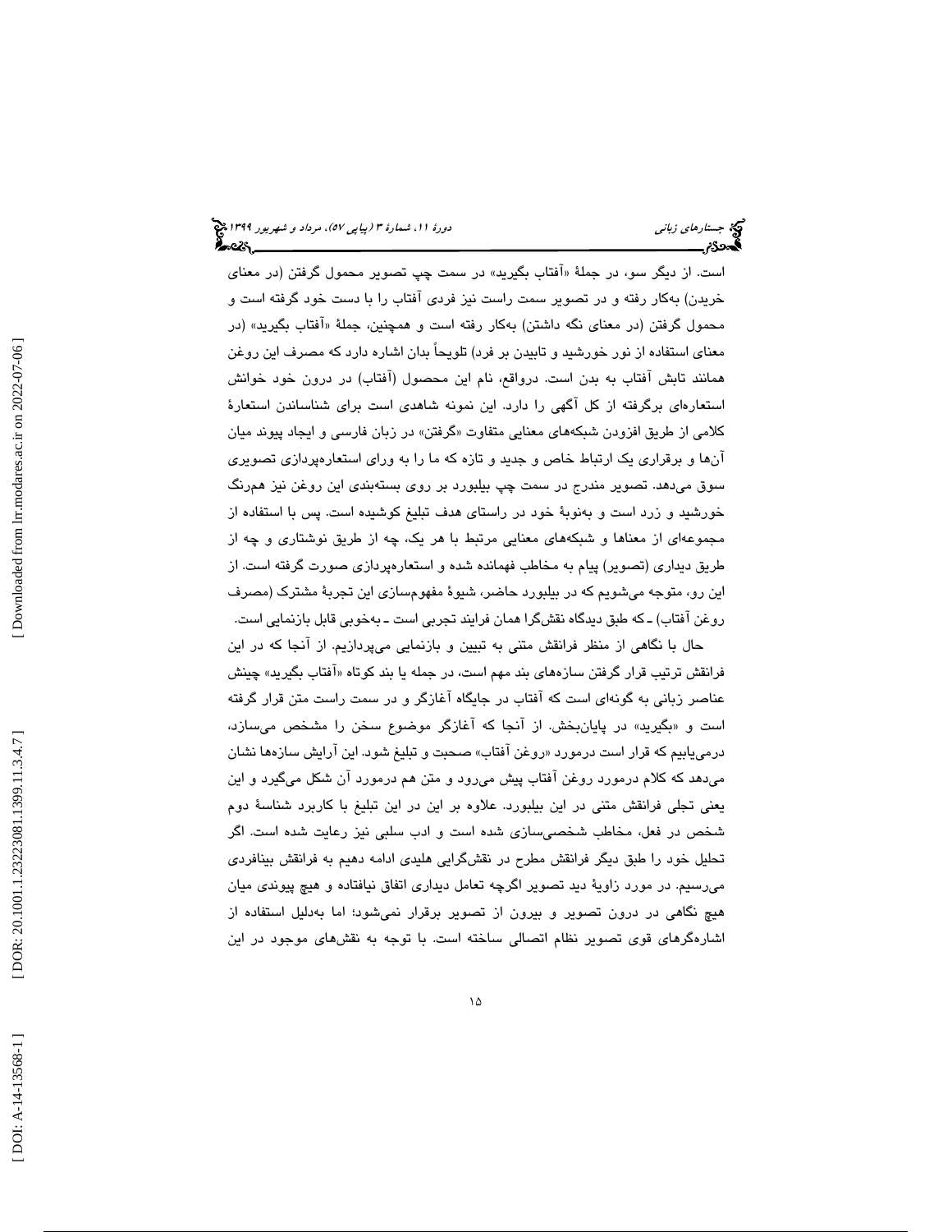است. از دیگر سو، در جملهٔ «آفتاب بگیرید» در سمت چپ تصویر محمول گرفتن (در معنای خریدن) به‌کار رفته و در تصویر سمت راست نیز فردی آفتاب را با دست خود گرفته است و محمول گرفتن (در معنای نگه داشتن) به‌کار رفته است و همچنین، جملهٔ «آفتاب بگیرید» (در معنای استفاده از نور خورشید و تابیدن بر فرد) تلویحاً بدان اشاره دارد که مصرف این روغن همانند تابش آفتاب به بدن است. درواقع، نام این محصول (آفتاب) در درون خود خوانش استعاره‌ای برگرفته از کل آگهی را دارد. این نمونه شاهدی است برای شناساندن استعارهٔ کلامی از طریق افزودن شبکه‌های معنایی متفاوت «گرفتن» در زبان فارسی و ایجاد پیوند میان آن‌ها و برقراری یک ارتباط خاص و جدید و تازه که ما را به ورای استعاره‌پردازی تصویری سوق می‌دهد. تصویر مندرج در سمت چپ بیلبورد بر روی بسته‌بندی این روغن نیز هم‌رنگ خورشید و زرد است و به‌نوبهٔ خود در راستای هدف تبلیغ کوشیده است. پس با استفاده از مجموعه‌ای از معناها و شبکه‌های معنایی مرتبط با هر یک، چه از طریق نوشتاری و چه از طریق دیداری (تصویر) پیام به مخاطب فهمانده شده و استعاره‌پردازی صورت گرفته است. از این رو، متوجه می‌شویم که در بیلبورد حاضر، شیوهٔ مفهوم‌سازی این تجربهٔ مشترک (مصرف روغن آفتاب) ـ که طبق دیدگاه نقش‌گرا همان فرایند تجربی است ـ به‌خوبی قابل بازنمایی است.

حال با نگاهی از منظر فرانقش متنی به تبیین و بازنمایی می‌پردازیم. از آنجا که در این فرانقش ترتیب قرار گرفتن سازه‌های بند مهم است، در جمله یا بند کوتاه «آفتاب بگیرید» چینش عناصر زبانی به گونه‌ای است که آفتاب در جایگاه آغازگر و در سمت راست متن قرار گرفته است و «بگیرید» در پایان‌بخش. از آنجا که آغازگر موضوع سخن را مشخص می‌سازد، درمی‌یابیم که قرار است درمورد «روغن آفتاب» صحبت و تبلیغ شود. این آرایش سازه‌ها نشان می‌دهد که کلام درمورد روغن آفتاب پیش می‌رود و متن هم درمورد آن شکل می‌گیرد و این یعنی تجلی فرانقش متنی در این بیلبورد. علاوه بر این در این تبلیغ با کاربرد شناسهٔ دوم شخص در فعل، مخاطب شخصی‌سازی شده است و ادب سلبی نیز رعایت شده است. اگر تحلیل خود را طبق دیگر فرانقش مطرح در نقش‌گرایی هلیدی ادامه دهیم به فرانقش بینافردی می‌رسیم. در مورد زاویهٔ دید تصویر اگرچه تعامل دیداری اتفاق نیافتاده و هیچ پیوندی میان هیچ نگاهی در درون تصویر و بیرون از تصویر برقرار نمی‌شود؛ اما به‌دلیل استفاده از اشاره‌گرهای قوی تصویر نظام اتصالی ساخته است. با توجه به نقش‌های موجود در این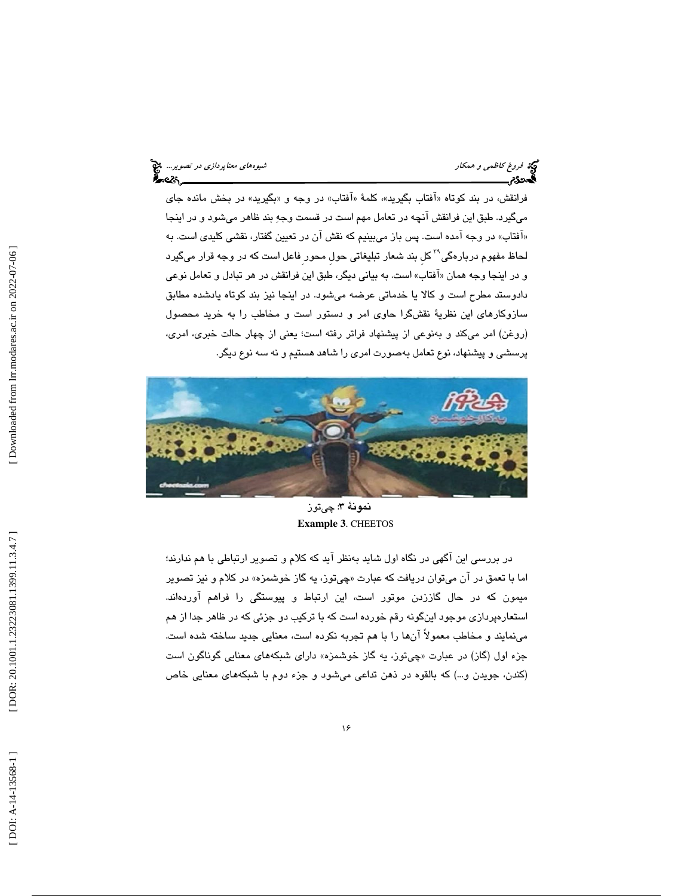فرانقش، در بند کوتاه «آفتاب بگیرید»، کلمهٔ «آفتاب» در وجه و «بگیرید» در بخش مانده جای می‌گیرد. طبق این فرانقش آنچه در تعامل مهم است در قسمت وجهِ بند ظاهر می‌شود و در اینجا «آفتاب» در وجه آمده است. پس باز می‌بینیم که نقش آن در تعیین گفتار، نقشی کلیدی است. به لحاظ مفهوم دربارەگی[۳۹] کلِ بند شعار تبلیغاتی حول محورِ فاعل است که در وجه قرار می‌گیرد و در اینجا وجه همان «آفتاب» است. به بیانی دیگر، طبق این فرانقش در هر تبادل و تعامل نوعی دادوستد مطرح است و کالا یا خدماتی عرضه می‌شود. در اینجا نیز بند کوتاه یادشده مطابق سازوکارهای این نظریهٔ نقش‌گرا حاوی امر و دستور است و مخاطب را به خرید محصول (روغن) امر می‌کند و به‌نوعی از پیشنهاد فراتر رفته است؛ یعنی از چهار حالت خبری، امری، پرسشی و پیشنهاد، نوع تعامل به‌صورت امری را شاهد هستیم و نه سه نوع دیگر.

**نمونهٔ ۳**: چی‌توز
**Example 3**. CHEETOS

در بررسی این آگهی در نگاه اول شاید به‌نظر آید که کلام و تصویر ارتباطی با هم ندارند؛ اما با تعمق در آن می‌توان دریافت که عبارت «چی‌توز، یه گاز خوشمزه» در کلام و نیز تصویر میمون که در حال گاززدن موتور است، این ارتباط و پیوستگی را فراهم آورده‌اند. استعاره‌پردازی موجود این‌گونه رقم خورده است که با ترکیب دو جزئی که در ظاهر جدا از هم می‌نمایند و مخاطب معمولاً آن‌ها را با هم تجربه نکرده است، معنایی جدید ساخته شده است. جزء اول (گاز) در عبارت «چی‌توز، یه گاز خوشمزه» دارای شبکه‌های معنایی گوناگون است (کندن، جویدن و...) که بالقوه در ذهن تداعی می‌شود و جزء دوم با شبکه‌های معنایی خاص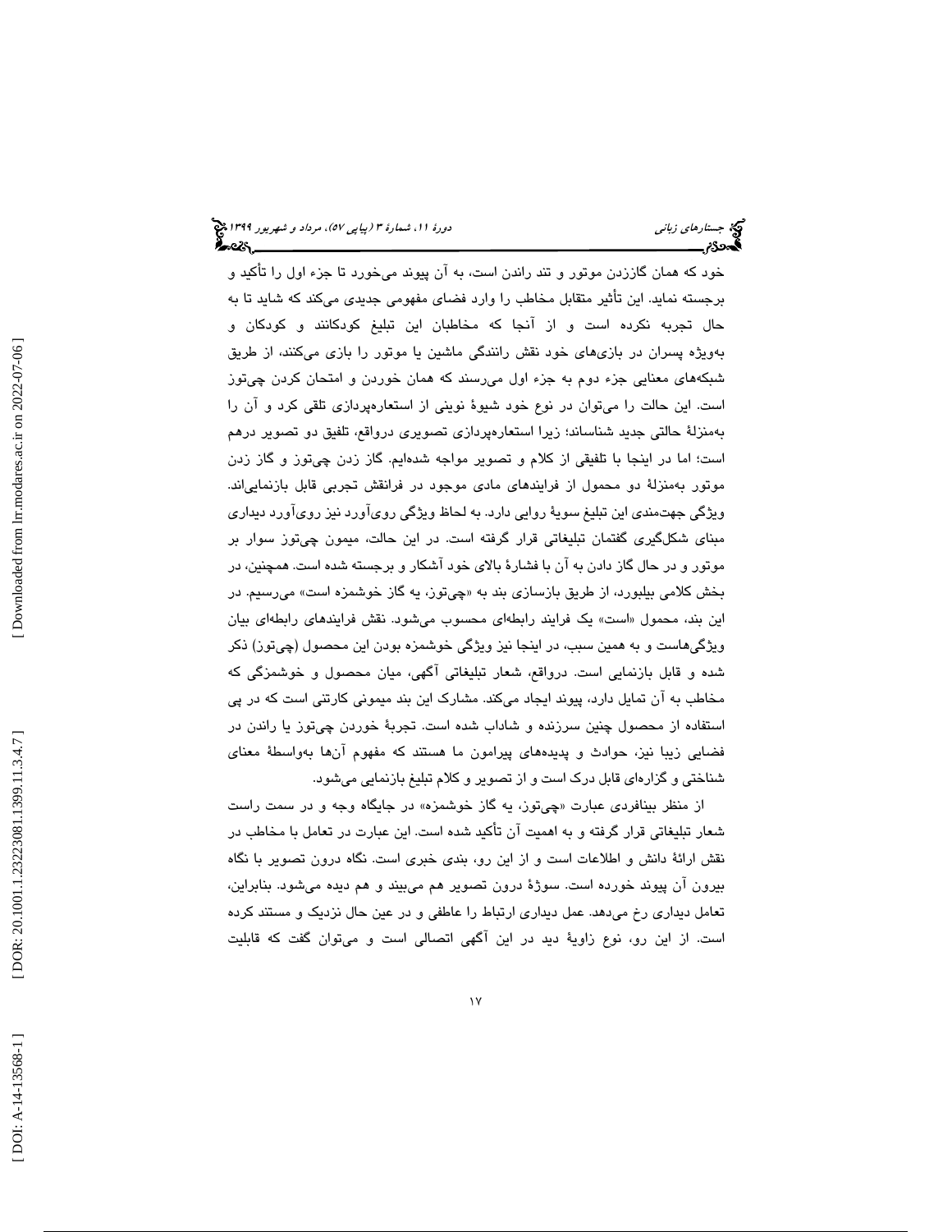خود که همان گاززدن موتور و تند راندن است، به آن پیوند می‌خورد تا جزء اول را تأکید و برجسته نماید. این تأثیر متقابل مخاطب را وارد فضای مفهومی جدیدی می‌کند که شاید تا به حال تجربه نکرده است و از آنجا که مخاطبان این تبلیغ کودکانند و کودکان و به‌ویژه پسران در بازی‌های خود نقش رانندگی ماشین یا موتور را بازی می‌کنند، از طریق شبکه‌های معنایی جزء دوم به جزء اول می‌رسند که همان خوردن و امتحان کردن چی‌توز است. این حالت را می‌توان در نوع خود شیوهٔ نوینی از استعاره‌پردازی تلقی کرد و آن را به‌منزلهٔ حالتی جدید شناساند؛ زیرا استعاره‌پردازی تصویری درواقع، تلفیق دو تصویر درهم است؛ اما در اینجا با تلفیقی از کلام و تصویر مواجه شده‌ایم. گاز زدن چی‌توز و گاز زدن موتور به‌منزلهٔ دو محمول از فرایندهای مادی موجود در فرانقش تجربی قابل بازنمایی‌اند. ویژگی جهت‌مندی این تبلیغ سویهٔ روایی دارد. به لحاظ ویژگی روی‌آورد نیز روی‌آورد دیداری مبنای شکل‌گیری گفتمان تبلیغاتی قرار گرفته است. در این حالت، میمون چی‌توز سوار بر موتور و در حال گاز دادن به آن با فشارهٔ بالای خود آشکار و برجسته شده است. همچنین، در بخش کلامی بیلبورد، از طریق بازسازی بند به «چی‌توز، یه گاز خوشمزه است» می‌رسیم. در این بند، محمول «است» یک فرایند رابطه‌ای محسوب می‌شود. نقش فرایندهای رابطه‌ای بیان ویژگی‌هاست و به همین سبب، در اینجا نیز ویژگی خوشمزه بودن این محصول (چی‌توز) ذکر شده و قابل بازنمایی است. درواقع، شعار تبلیغاتی آگهی، میان محصول و خوشمزگی که مخاطب به آن تمایل دارد، پیوند ایجاد می‌کند. مشارک این بند میمونی کارتنی است که در پی استفاده از محصول چنین سرزنده و شاداب شده است. تجربهٔ خوردن چی‌توز یا راندن در فضایی زیبا نیز، حوادث و پدیده‌های پیرامون ما هستند که مفهوم آن‌ها به‌واسطهٔ معنای شناختی و گزاره‌ای قابل درک است و از تصویر و کلام تبلیغ بازنمایی می‌شود.

از منظر بینافردی عبارت «چی‌توز، یه گاز خوشمزه» در جایگاه وجه و در سمت راست شعار تبلیغاتی قرار گرفته و به اهمیت آن تأکید شده است. این عبارت در تعامل با مخاطب در نقش ارائهٔ دانش و اطلاعات است و از این رو، بندی خبری است. نگاه درون تصویر با نگاه بیرون آن پیوند خورده است. سوژهٔ درون تصویر هم می‌بیند و هم دیده می‌شود. بنابراین، تعامل دیداری رخ می‌دهد. عمل دیداری ارتباط را عاطفی و در عین حال نزدیک و مستند کرده است. از این رو، نوع زاویهٔ دید در این آگهی اتصالی است و می‌توان گفت که قابلیت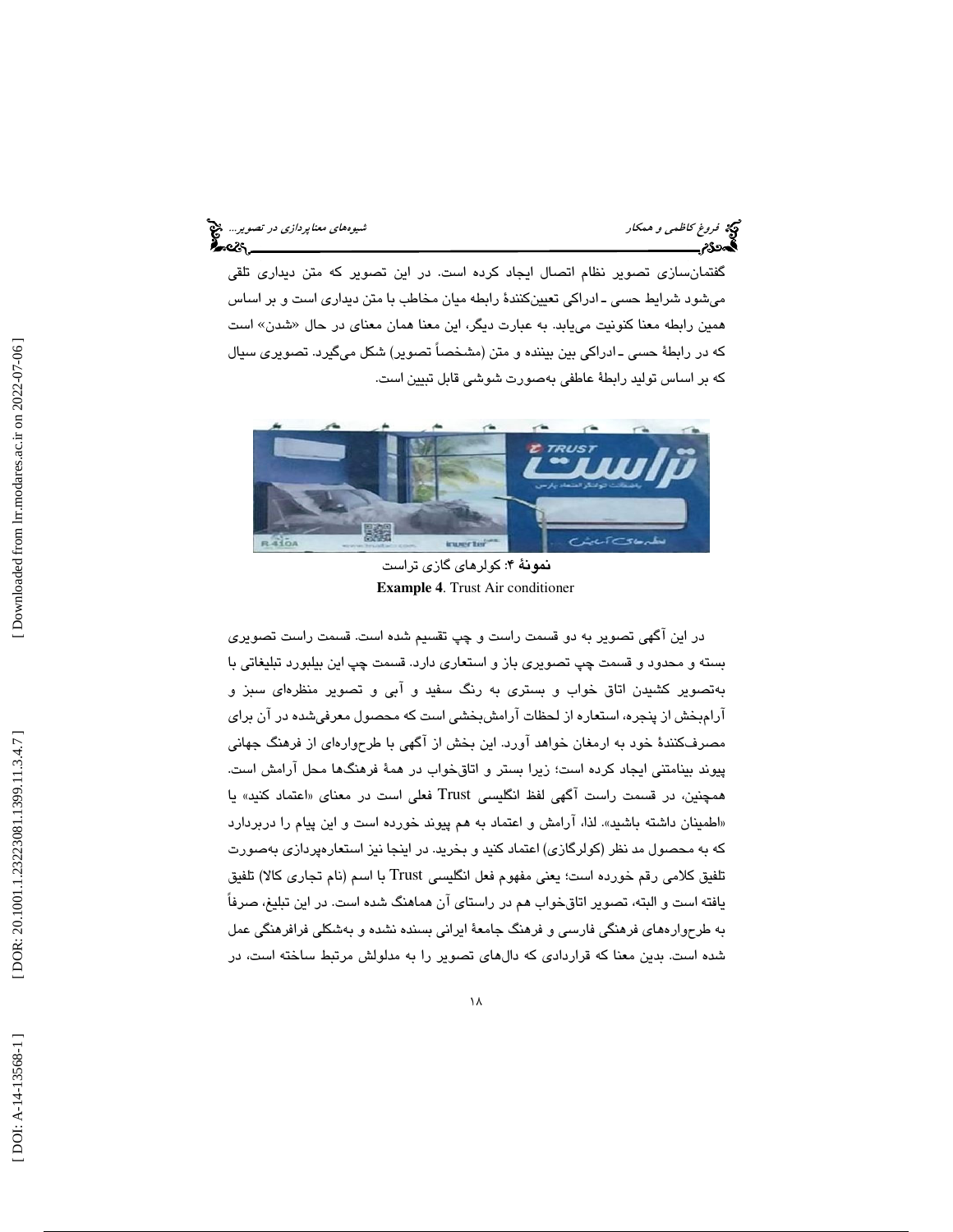گفتمان‌سازی تصویر نظام اتصال ایجاد کرده است. در این تصویر که متن دیداری تلقی می‌شود شرایط حسی ـ ادراکی تعیین‌کنندهٔ رابطه میان مخاطب با متن دیداری است و بر اساس همین رابطه معنا کنونیت می‌یابد. به عبارت دیگر، این معنا همان معنای در حال «شدن» است که در رابطهٔ حسی ـ ادراکی بین بیننده و متن (مشخصاً تصویر) شکل می‌گیرد. تصویری سیال که بر اساس تولید رابطهٔ عاطفی به‌صورت شوشی قابل تبیین است.

**نمونهٔ ۴**: کولرهای گازی تراست
**Example 4**. Trust Air conditioner

در این آگهی تصویر به دو قسمت راست و چپ تقسیم شده است. قسمت راست تصویری بسته و محدود و قسمت چپ تصویری باز و استعاری دارد. قسمت چپ این بیلبورد تبلیغاتی با به‌تصویر کشیدن اتاق خواب و بستری به رنگ سفید و آبی و تصویر منظره‌ای سبز و آرام‌بخش از پنجره، استعاره از لحظات آرامش‌بخشی است که محصول معرفی‌شده در آن برای مصرف‌کنندهٔ خود به ارمغان خواهد آورد. این بخش از آگهی با طرح‌واره‌ای از فرهنگ جهانی پیوند بینامتنی ایجاد کرده است؛ زیرا بستر و اتاق‌خواب در همهٔ فرهنگ‌ها محل آرامش است. همچنین، در قسمت راست آگهی لفظ انگلیسی Trust فعلی است در معنای «اعتماد کنید» یا «اطمینان داشته باشید». لذا، آرامش و اعتماد به هم پیوند خورده است و این پیام را دربردارد که به محصول مد نظر (کولرگازی) اعتماد کنید و بخرید. در اینجا نیز استعاره‌پردازی به‌صورت تلفیق کلامی رقم خورده است؛ یعنی مفهوم فعل انگلیسی Trust با اسم (نام تجاری کالا) تلفیق یافته است و البته، تصویر اتاق‌خواب هم در راستای آن هماهنگ شده است. در این تبلیغ، صرفاً به طرح‌واره‌های فرهنگی فارسی و فرهنگ جامعهٔ ایرانی بسنده نشده و به‌شکلی فرافرهنگی عمل شده است. بدین معنا که قراردادی که دال‌های تصویر را به مدلولش مرتبط ساخته است، در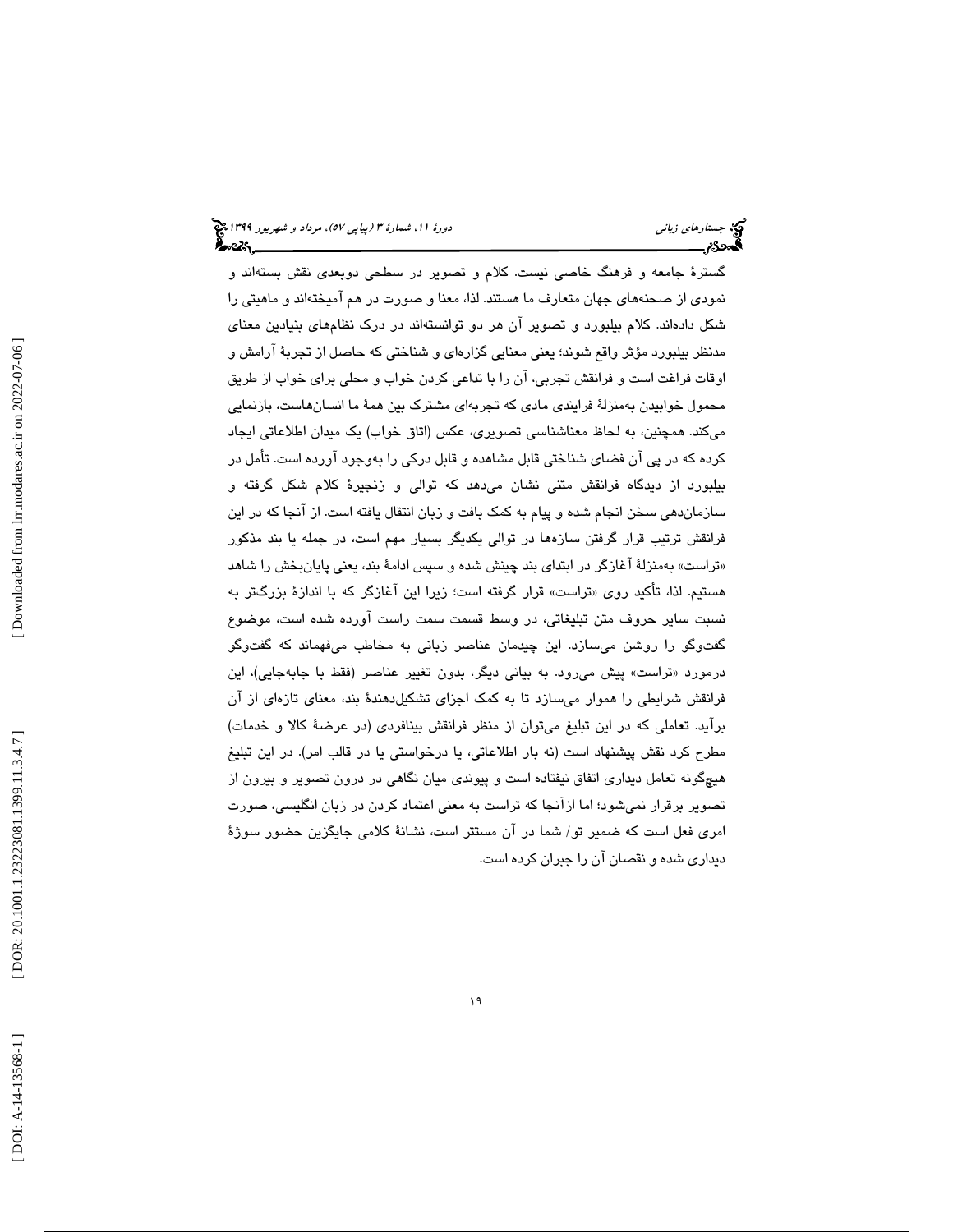گسترۀ جامعه و فرهنگ خاصی نیست. کلام و تصویر در سطحی دوبعدی نقش بسته‌اند و نمودی از صحنه‌های جهان متعارف ما هستند. لذا، معنا و صورت در هم آمیخته‌اند و ماهیتی را شکل داده‌اند. کلام بیلبورد و تصویر آن هر دو توانسته‌اند در درک نظام‌های بنیادین معنای مدنظر بیلبورد مؤثر واقع شوند؛ یعنی معنایی گزاره‌ای و شناختی که حاصل از تجربۀ آرامش و اوقات فراغت است و فرانقش تجربی، آن را با تداعی کردن خواب و محلی برای خواب از طریق محمول خوابیدن به‌منزلۀ فرایندی مادی که تجربه‌ای مشترک بین همۀ ما انسان‌هاست، بازنمایی می‌کند. همچنین، به لحاظ معناشناسی تصویری، عکس (اتاق خواب) یک میدان اطلاعاتی ایجاد کرده که در پی آن فضای شناختی قابل مشاهده و قابل درکی را به‌وجود آورده است. تأمل در بیلبورد از دیدگاه فرانقش متنی نشان می‌دهد که توالی و زنجیرۀ کلام شکل گرفته و سازماندهی سخن انجام شده و پیام به کمک بافت و زبان انتقال یافته است. از آنجا که در این فرانقش ترتیب قرار گرفتن سازه‌ها در توالی یکدیگر بسیار مهم است، در جمله یا بند مذکور «تراست» به‌منزلۀ آغازگر در ابتدای بند چینش شده و سپس ادامۀ بند، یعنی پایان‌بخش را شاهد هستیم. لذا، تأکید روی «تراست» قرار گرفته است؛ زیرا این آغازگر که با اندازۀ بزرگ‌تر به نسبت سایر حروف متن تبلیغاتی، در وسط قسمت سمت راست آورده شده است، موضوع گفت‌وگو را روشن می‌سازد. این چیدمان عناصر زبانی به مخاطب می‌فهماند که گفت‌وگو درمورد «تراست» پیش می‌رود. به بیانی دیگر، بدون تغییر عناصر (فقط با جابه‌جایی)، این فرانقش شرایطی را هموار می‌سازد تا به کمک اجزای تشکیل‌دهندۀ بند، معنای تازه‌ای از آن برآید. تعاملی که در این تبلیغ می‌توان از منظر فرانقش بینافردی (در عرضۀ کالا و خدمات) مطرح کرد نقش پیشنهاد است (نه بار اطلاعاتی، یا درخواستی یا در قالب امر). در این تبلیغ هیچ‌گونه تعامل دیداری اتفاق نیفتاده است و پیوندی میان نگاهی در درون تصویر و بیرون از تصویر برقرار نمی‌شود؛ اما ازآنجا که تراست به معنی اعتماد کردن در زبان انگلیسی، صورت امری فعل است که ضمیر تو/ شما در آن مستتر است، نشانۀ کلامی جایگزین حضور سوژۀ دیداری شده و نقصان آن را جبران کرده است.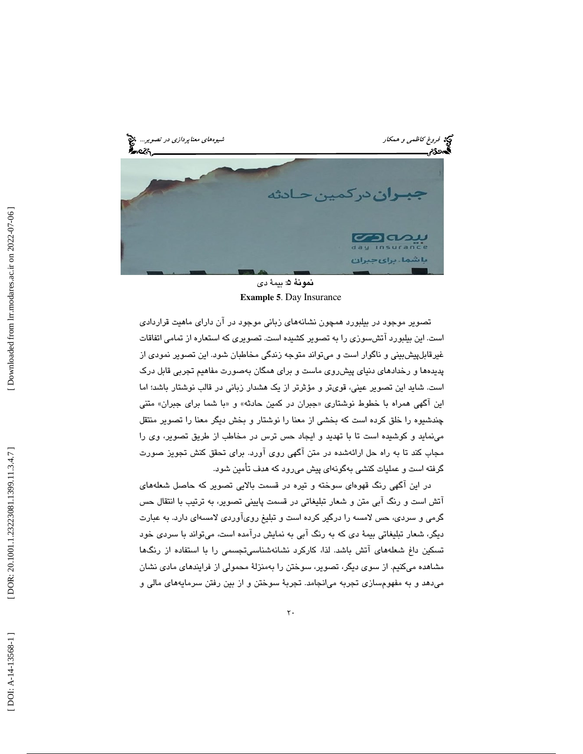نمونهٔ ۵: بیمهٔ دی

**Example 5**. Day Insurance

تصویر موجود در بیلبورد همچون نشانه‌های زبانی موجود در آن دارای ماهیت قراردادی است. این بیلبورد آتش‌سوزی را به تصویر کشیده است. تصویری که استعاره از تمامی اتفاقات غیرقابل‌پیش‌بینی و ناگوار است و می‌تواند متوجه زندگی مخاطبان شود. این تصویر نمودی از پدیده‌ها و رخدادهای دنیای پیش‌روی ماست و برای همگان به‌صورت مفاهیم تجربی قابل درک است. شاید این تصویر عینی، قوی‌تر و مؤثرتر از یک هشدار زبانی در قالب نوشتار باشد؛ اما این آگهی همراه با خطوط نوشتاری «جبران در کمین حادثه» و «با شما برای جبران» متنی چندشیوه را خلق کرده است که بخشی از معنا را نوشتار و بخش دیگر معنا را تصویر منتقل می‌نماید و کوشیده است تا با تهدید و ایجاد حس ترس در مخاطب از طریق تصویر، وی را مجاب کند تا به راه حل ارائه‌شده در متن آگهی روی آورد. برای تحقق کنش تجویز صورت گرفته است و عملیات کنشی به‌گونه‌ای پیش می‌رود که هدف تأمین شود.

در این آگهی رنگ قهوه‌ای سوخته و تیره در قسمت بالایی تصویر که حاصل شعله‌های آتش است و رنگ آبی متن و شعار تبلیغاتی در قسمت پایینی تصویر، به ترتیب با انتقال حس گرمی و سردی، حس لامسه را درگیر کرده است و تبلیغ روی‌آوردی لامسه‌ای دارد. به عبارت دیگر، شعار تبلیغاتی بیمهٔ دی که به رنگ آبی به نمایش درآمده است، می‌تواند با سردی خود تسکین داغ شعله‌های آتش باشد. لذا، کارکرد نشانه‌شناسی‌تجسمی را با استفاده از رنگ‌ها مشاهده می‌کنیم. از سوی دیگر، تصویر، سوختن را به‌منزلهٔ محمولی از فرایندهای مادی نشان می‌دهد و به مفهوم‌سازی تجربه می‌انجامد. تجربهٔ سوختن و از بین رفتن سرمایه‌های مالی و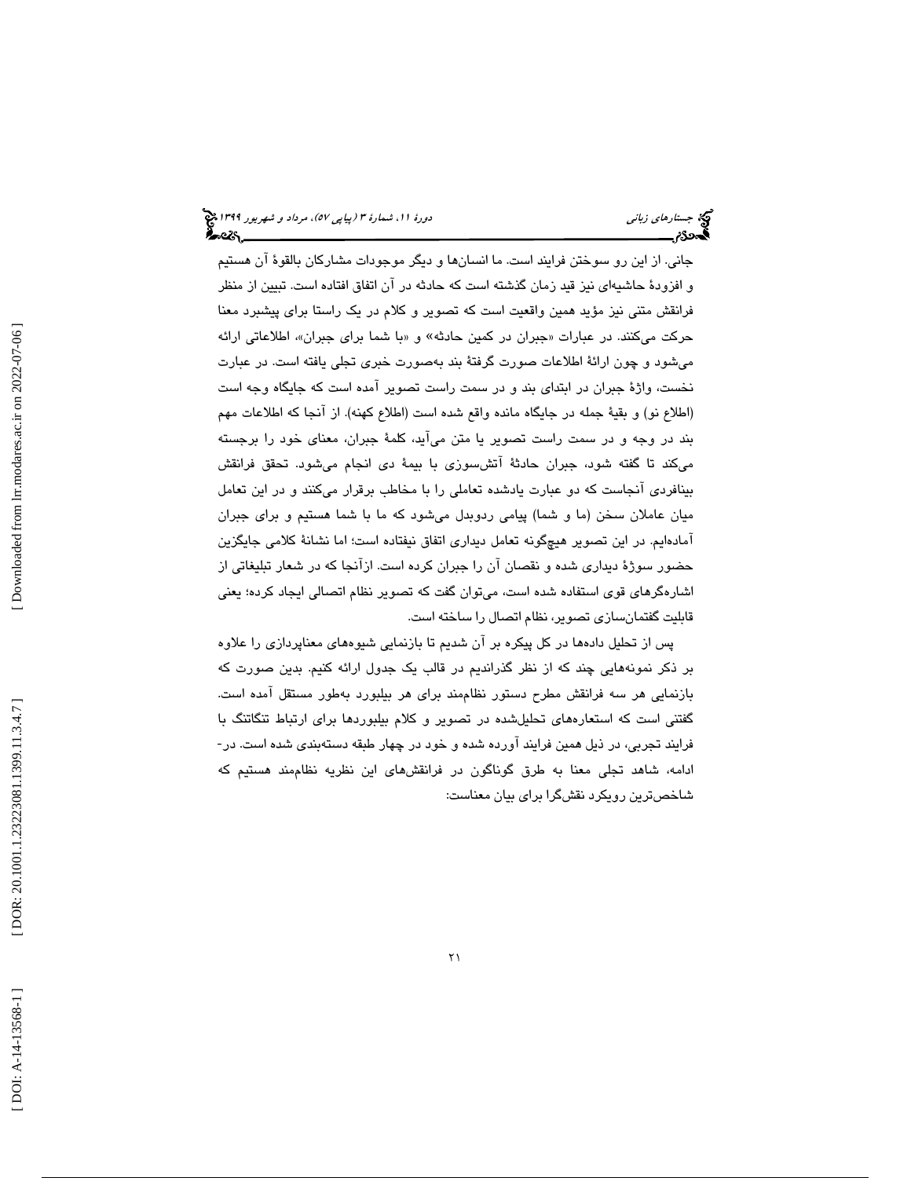جانی. از این رو سوختن فرایند است. ما انسان‌ها و دیگر موجودات مشارکان بالقوهٔ آن هستیم و افزودهٔ حاشیه‌ای نیز قید زمان گذشته است که حادثه در آن اتفاق افتاده است. تبیین از منظر فرانقش متنی نیز مؤید همین واقعیت است که تصویر و کلام در یک راستا برای پیشبرد معنا حرکت می‌کنند. در عبارات «جبران در کمین حادثه» و «با شما برای جبران»، اطلاعاتی ارائه می‌شود و چون ارائهٔ اطلاعات صورت گرفتهٔ بند به‌صورت خبری تجلی یافته است. در عبارت نخست، واژهٔ جبران در ابتدای بند و در سمت راست تصویر آمده است که جایگاه وجه است (اطلاع نو) و بقیهٔ جمله در جایگاه مانده واقع شده است (اطلاع کهنه). از آنجا که اطلاعات مهم بند در وجه و در سمت راست تصویر یا متن می‌آید، کلمهٔ جبران، معنای خود را برجسته می‌کند تا گفته شود، جبران حادثهٔ آتش‌سوزی با بیمهٔ دی انجام می‌شود. تحقق فرانقش بینافردی آنجاست که دو عبارت یادشده تعاملی را با مخاطب برقرار می‌کنند و در این تعامل میان عاملان سخن (ما و شما) پیامی ردوبدل می‌شود که ما با شما هستیم و برای جبران آماده‌ایم. در این تصویر هیچ‌گونه تعامل دیداری اتفاق نیفتاده است؛ اما نشانهٔ کلامی جایگزین حضور سوژهٔ دیداری شده و نقصان آن را جبران کرده است. ازآنجا که در شعار تبلیغاتی از اشاره‌گرهای قوی استفاده شده است، می‌توان گفت که تصویر نظام اتصالی ایجاد کرده؛ یعنی قابلیت گفتمان‌سازی تصویر، نظام اتصال را ساخته است.

پس از تحلیل داده‌ها در کل پیکره بر آن شدیم تا بازنمایی شیوه‌های معناپردازی را علاوه بر ذکر نمونه‌هایی چند که از نظر گذراندیم در قالب یک جدول ارائه کنیم. بدین صورت که بازنمایی هر سه فرانقش مطرح دستور نظام‌مند برای هر بیلبورد به‌طور مستقل آمده است. گفتنی است که استعاره‌های تحلیل‌شده در تصویر و کلام بیلبوردها برای ارتباط تنگاتنگ با فرایند تجربی، در ذیل همین فرایند آورده شده و خود در چهار طبقه دسته‌بندی شده است. در-ادامه، شاهد تجلی معنا به طرق گوناگون در فرانقش‌های این نظریه نظام‌مند هستیم که شاخص‌ترین رویکرد نقش‌گرا برای بیان معناست: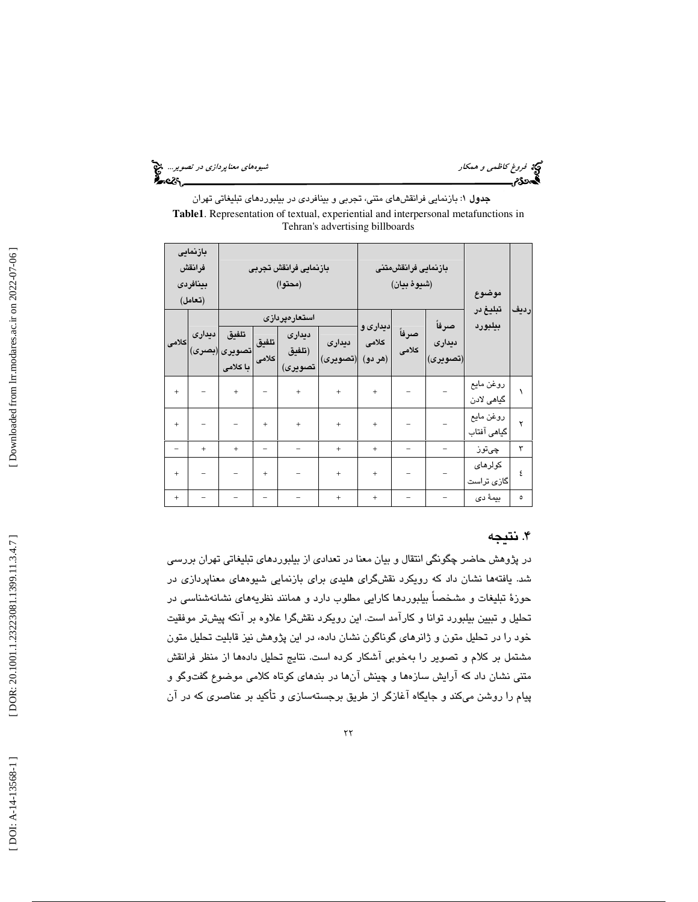**جدول ۱**: بازنمایی فرانقش‌های متنی، تجربی و بینافردی در بیلبوردهای تبلیغاتی تهران

**Table1**. Representation of textual, experiential and interpersonal metafunctions in Tehran's advertising billboards

| ردیف | موضوع تبلیغ در بیلبورد | بازنمایی فرانقش‌متنی (شیوهٔ بیان) | | | بازنمایی فرانقش تجربی (محتوا) | | | | بازنمایی فرانقش بینافردی (تعامل) | |
|---|---|---|---|---|---|---|---|---|---|---|
| | | | | | استعاره‌پردازی | | | | | |
| | | صرفاً دیداری (تصویری) | صرفاً کلامی | دیداری و کلامی (هر دو) | دیداری (تصویری) | دیداری (تلفیق تصویری) | تلفیق کلامی | تلفیق تصویری با کلامی | دیداری (بصری) | کلامی |
| ۱ | روغن مایع گیاهی لادن | − | − | + | + | + | − | + | − | + |
| ۲ | روغن مایع گیاهی آفتاب | − | − | + | + | + | + | − | − | + |
| ۳ | چی‌توز | − | − | + | + | − | − | + | + | − |
| ٤ | کولرهای گازی تراست | − | − | + | + | − | + | − | − | + |
| ٥ | بیمهٔ دی | − | − | + | + | − | − | − | − | + |

## ۴. نتیجه

در پژوهش حاضر چگونگی انتقال و بیان معنا در تعدادی از بیلبوردهای تبلیغاتی تهران بررسی شد. یافته‌ها نشان داد که رویکرد نقش‌گرای هلیدی برای بازنمایی شیوه‌های معناپردازی در حوزهٔ تبلیغات و مشخصاً بیلبوردها کارایی مطلوب دارد و همانند نظریه‌های نشانه‌شناسی در تحلیل و تبیین بیلبورد توانا و کارآمد است. این رویکرد نقش‌گرا علاوه بر آنکه پیش‌تر موفقیت خود را در تحلیل متون و ژانرهای گوناگون نشان داده، در این پژوهش نیز قابلیت تحلیل متون مشتمل بر کلام و تصویر را به‌خوبی آشکار کرده است. نتایج تحلیل داده‌ها از منظر فرانقش متنی نشان داد که آرایش سازه‌ها و چینش آن‌ها در بندهای کوتاه کلامی موضوع گفت‌وگو و پیام را روشن می‌کند و جایگاه آغازگر از طریق برجسته‌سازی و تأکید بر عناصری که در آن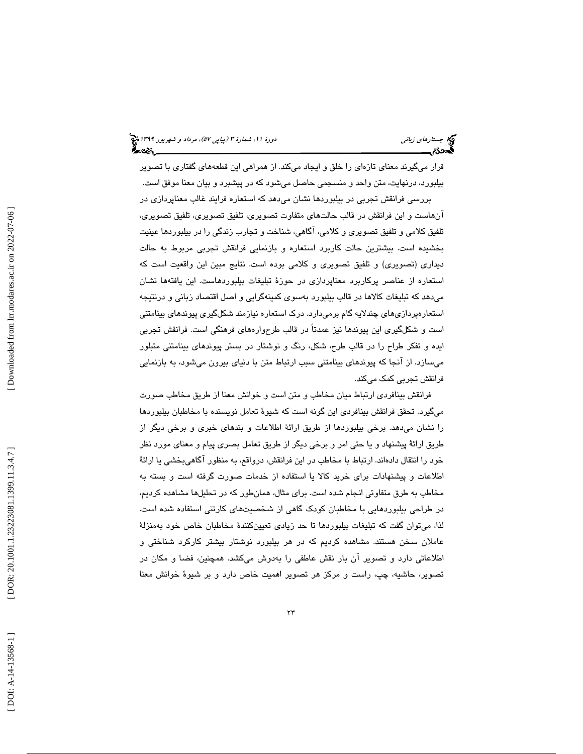قرار می‌گیرند معنای تازه‌ای را خلق و ایجاد می‌کند. از همراهی این قطعه‌های گفتاری با تصویر بیلبورد، درنهایت، متن واحد و منسجمی حاصل می‌شود که در پیشبرد و بیان معنا موفق است.

بررسی فرانقش تجربی در بیلبوردها نشان می‌دهد که استعاره فرایند غالب معناپردازی در آن‌هاست و این فرانقش در قالب حالت‌های متفاوت تصویری، تلفیق تصویری، تلفیق تصویری، تلفیق کلامی و تلفیق تصویری و کلامی، آگاهی، شناخت و تجارب زندگی را در بیلبوردها عینیت بخشیده است. بیشترین حالت کاربرد استعاره و بازنمایی فرانقش تجربی مربوط به حالت دیداری (تصویری) و تلفیق تصویری و کلامی بوده است. نتایج مبین این واقعیت است که استعاره از عناصر پرکاربرد معناپردازی در حوزهٔ تبلیغات بیلبوردهاست. این یافته‌ها نشان می‌دهد که تبلیغات کالاها در قالب بیلبورد به‌سوی کمینه‌گرایی و اصل اقتصاد زبانی و درنتیجه استعاره‌پردازی‌های چندلایه گام برمی‌دارد. درک استعاره نیازمند شکل‌گیری پیوندهای بینامتنی است و شکل‌گیری این پیوندها نیز عمدتاً در قالب طرح‌واره‌های فرهنگی است. فرانقش تجربی ایده و تفکر طراح را در قالب طرح، شکل، رنگ و نوشتار در بستر پیوندهای بینامتنی متبلور می‌سازد. از آنجا که پیوندهای بینامتنی سبب ارتباط متن با دنیای بیرون می‌شود، به بازنمایی فرانقش تجربی کمک می‌کند.

فرانقش بینافردی ارتباط میان مخاطب و متن است و خوانش معنا از طریق مخاطب صورت می‌گیرد. تحقق فرانقش بینافردی این گونه است که شیوهٔ تعامل نویسنده با مخاطبان بیلبوردها را نشان می‌دهد. برخی بیلبوردها از طریق ارائهٔ اطلاعات و بندهای خبری و برخی دیگر از طریق ارائهٔ پیشنهاد و یا حتی امر و برخی دیگر از طریق تعامل بصری پیام و معنای مورد نظر خود را انتقال داده‌اند. ارتباط با مخاطب در این فرانقش، درواقع، به منظور آگاهی‌بخشی یا ارائهٔ اطلاعات و پیشنهادات برای خرید کالا یا استفاده از خدمات صورت گرفته است و بسته به مخاطب به طرق متفاوتی انجام شده است. برای مثال، همان‌طور که در تحلیل‌ها مشاهده کردیم، در طراحی بیلبوردهایی با مخاطبان کودک گاهی از شخصیت‌های کارتنی استفاده شده است. لذا، می‌توان گفت که تبلیغات بیلبوردها تا حد زیادی تعیین‌کنندهٔ مخاطبان خاص خود به‌منزلهٔ عاملان سخن هستند. مشاهده کردیم که در هر بیلبورد نوشتار بیشتر کارکرد شناختی و اطلاعاتی دارد و تصویر آن بار نقش عاطفی را به‌دوش می‌کشد. همچنین، فضا و مکان در تصویر، حاشیه، چپ، راست و مرکز هر تصویر اهمیت خاص دارد و بر شیوهٔ خوانش معنا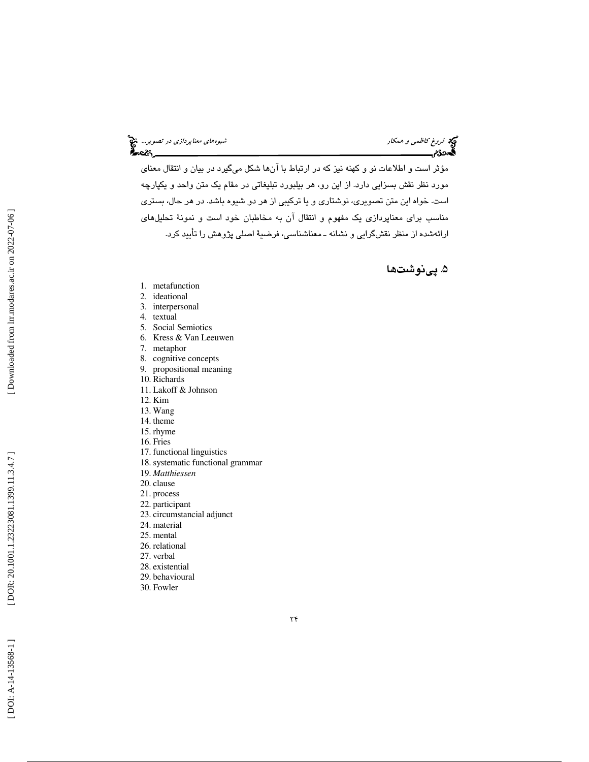مؤثر است و اطلاعات نو و کهنه نیز که در ارتباط با آن‌ها شکل می‌گیرد در بیان و انتقال معنای مورد نظر نقش بسزایی دارد. از این رو، هر بیلبورد تبلیغاتی در مقام یک متن واحد و یکپارچه است. خواه این متن تصویری، نوشتاری و یا ترکیبی از هر دو شیوه باشد. در هر حال، بستری مناسب برای معناپردازی یک مفهوم و انتقال آن به مخاطبان خود است و نمونهٔ تحلیل‌های ارائه‌شده از منظر نقش‌گرایی و نشانه ـ معناشناسی، فرضیهٔ اصلی پژوهش را تأیید کرد.

## ۵. پی‌نوشت‌ها

1. metafunction
2. ideational
3. interpersonal
4. textual
5. Social Semiotics
6. Kress & Van Leeuwen
7. metaphor
8. cognitive concepts
9. propositional meaning
10. Richards
11. Lakoff & Johnson
12. Kim
13. Wang
14. theme
15. rhyme
16. Fries
17. functional linguistics
18. systematic functional grammar
19. *Matthiessen*
20. clause
21. process
22. participant
23. circumstancial adjunct
24. material
25. mental
26. relational
27. verbal
28. existential
29. behavioural
30. Fowler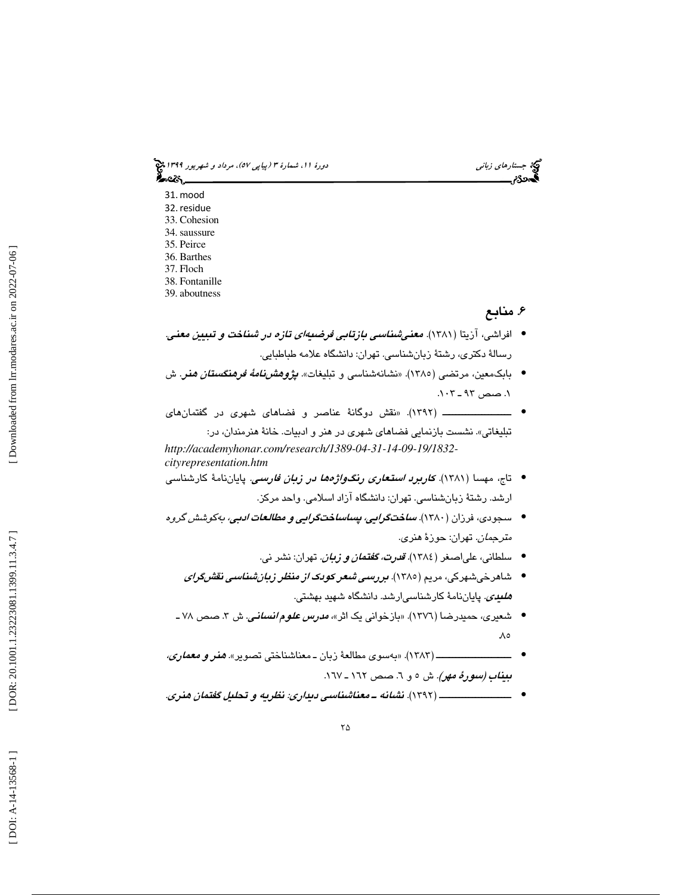31. mood
32. residue
33. Cohesion
34. saussure
35. Peirce
36. Barthes
37. Floch
38. Fontanille
39. aboutness

## ۶. منابع

- افراشی، آزیتا (۱۳۸۱). ***معنی‌شناسی بازتابی فرضیه‌ای تازه در شناخت و تبیین معنی***. رسالهٔ دکتری، رشتهٔ زبان‌شناسی. تهران: دانشگاه علامه طباطبایی.
- بابک‌معین، مرتضی (۱۳۸۵). «نشانه‌شناسی و تبلیغات». ***پژوهش‌نامهٔ فرهنگستان هنر***. ش ۱. صص ۹۳ ـ ۱۰۳.
- ـــــــــــــ (۱۳۹۲). «نقش دوگانهٔ عناصر و فضاهای شهری در گفتمان‌های تبلیغاتی». نشست بازنمایی فضاهای شهری در هنر و ادبیات. خانهٔ هنرمندان، در: *http://academyhonar.com/research/1389-04-31-14-09-19/1832-cityrepresentation.htm*
- تاج، مهسا (۱۳۸۱). ***کاربرد استعاری رنگ‌واژه‌ها در زبان فارسی***. پایان‌نامهٔ کارشناسی ارشد. رشتهٔ زبان‌شناسی. تهران: دانشگاه آزاد اسلامی. واحد مرکز.
- سجودی، فرزان (۱۳۸۰). ***ساخت‌گرایی، پساساخت‌گرایی و مطالعات ادبی***، *به‌کوشش گروه مترجمان*. تهران: حوزهٔ هنری.
- سلطانی، علی‌اصغر (۱۳۸٤). ***قدرت، گفتمان و زبان***. تهران: نشر نی.
- شاهرخی‌شهرکی، مریم (۱۳۸۵). ***بررسی شعر کودک از منظر زبان‌شناسی نقش‌گرای هلیدی***. پایان‌نامهٔ کارشناسی‌ارشد. دانشگاه شهید بهشتی.
- شعیری، حمیدرضا (۱۳۷٦). «بازخوانی یک اثر». ***مدرس علوم انسانی***. ش ۳. صص ۷۸ ـ ۸۵.
- ـــــــــــــ (۱۳۸۳). «به‌سوی مطالعهٔ زبان ـ معناشناختی تصویر». ***هنر و معماری، بیناب (سورهٔ مهر)***. ش ۵ و ٦. صص ١٦٢ ـ ١٦٧.
- ـــــــــــــ (۱۳۹۲). ***نشانه ـ معناشناسی دیداری: نظریه و تحلیل گفتمان هنری***.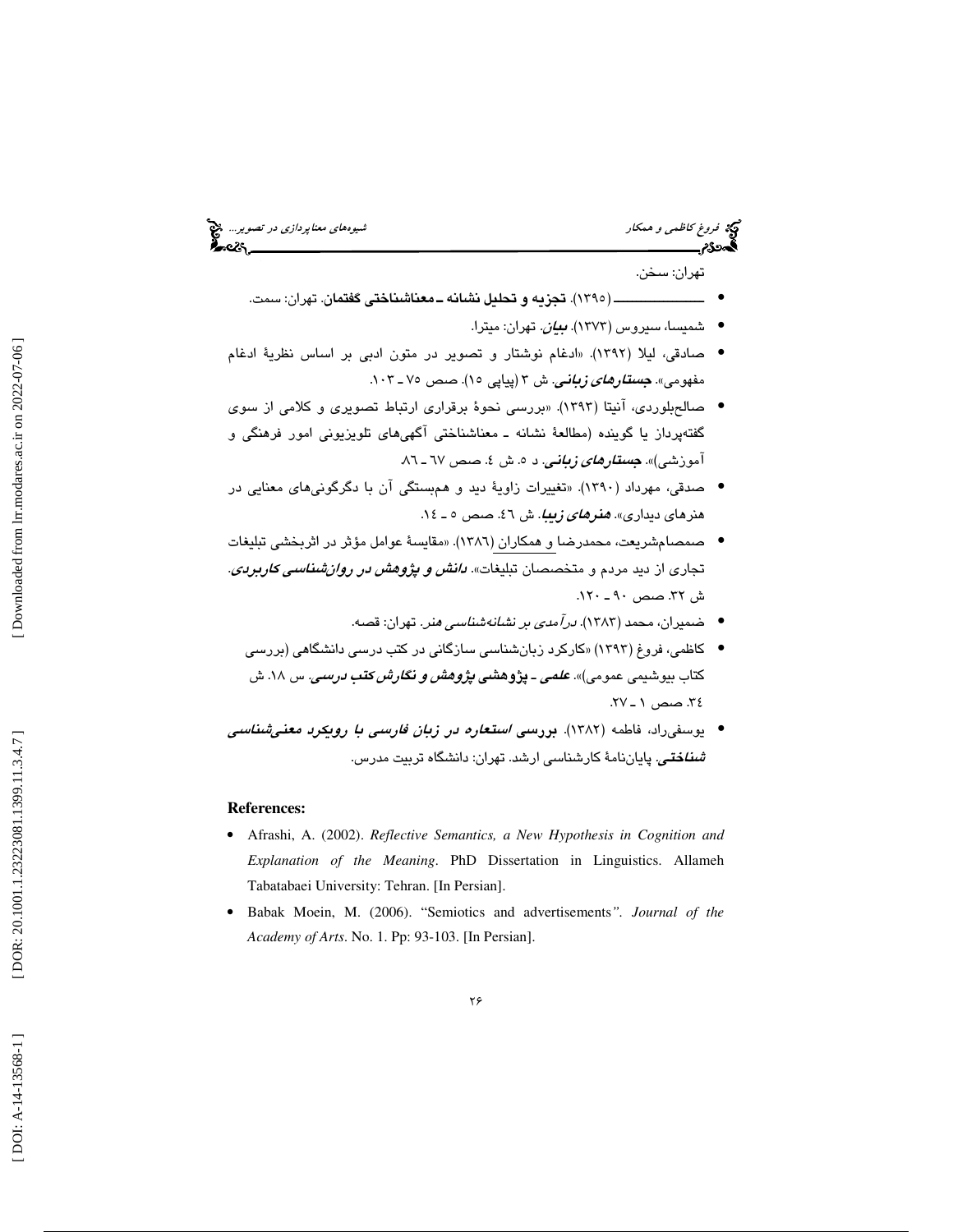تهران: سخن.

- ـــــــــــــــــ (۱۳۹۵). **تجزیه و تحلیل نشانه ـ معناشناختی گفتمان**. تهران: سمت.
- شمیسا، سیروس (۱۳۷۳). ***بیان***. تهران: میترا.
- صادقی، لیلا (۱۳۹۲). «ادغام نوشتار و تصویر در متون ادبی بر اساس نظریهٔ ادغام مفهومی». ***جستارهای زبانی***. ش ۳ (پیاپی ۱۵). صص ۷۵ ـ ۱۰۳.
- صالح‌بلوردی، آنیتا (۱۳۹۳). «بررسی نحوهٔ برقراری ارتباط تصویری و کلامی از سوی گفته‌پرداز یا گوینده (مطالعهٔ نشانه ـ معناشناختی آگهی‌های تلویزیونی امور فرهنگی و آموزشی)». ***جستارهای زبانی***. د ٥. ش ٤. صص ٦٧ ـ ٨٦.
- صدقی، مهرداد (۱۳۹۰). «تغییرات زاویهٔ دید و هم‌بستگی آن با دگرگونی‌های معنایی در هنرهای دیداری». ***هنرهای زیبا***. ش ٤٦. صص ٥ ـ ١٤.
- صمصام‌شریعت، محمدرضا و همکاران (۱۳۸٦). «مقایسهٔ عوامل مؤثر در اثربخشی تبلیغات تجاری از دید مردم و متخصصان تبلیغات». ***دانش و پژوهش در روان‌شناسی کاربردی***. ش ۳۲. صص ۹۰ ـ ۱۲۰.
- ضمیران، محمد (۱۳۸۳). *درآمدی بر نشانه‌شناسی هنر*. تهران: قصه.
- کاظمی، فروغ (۱۳۹۳) «کارکرد زبان‌شناسی سازگانی در کتب درسی دانشگاهی (بررسی کتاب بیوشیمی عمومی)». ***علمی ـ پژوهشی پژوهش و نگارش کتب درسی***. س ۱۸. ش ۳٤. صص ۱ ـ ۲۷.
- یوسفی‌راد، فاطمه (۱۳۸۲). ***بررسی استعاره در زبان فارسی با رویکرد معنی‌شناسی شناختی***. پایان‌نامهٔ کارشناسی ارشد. تهران: دانشگاه تربیت مدرس.

**References:**

- Afrashi, A. (2002). *Reflective Semantics, a New Hypothesis in Cognition and Explanation of the Meaning*. PhD Dissertation in Linguistics. Allameh Tabatabaei University: Tehran. [In Persian].
- Babak Moein, M. (2006). "Semiotics and advertisements". *Journal of the Academy of Arts*. No. 1. Pp: 93-103. [In Persian].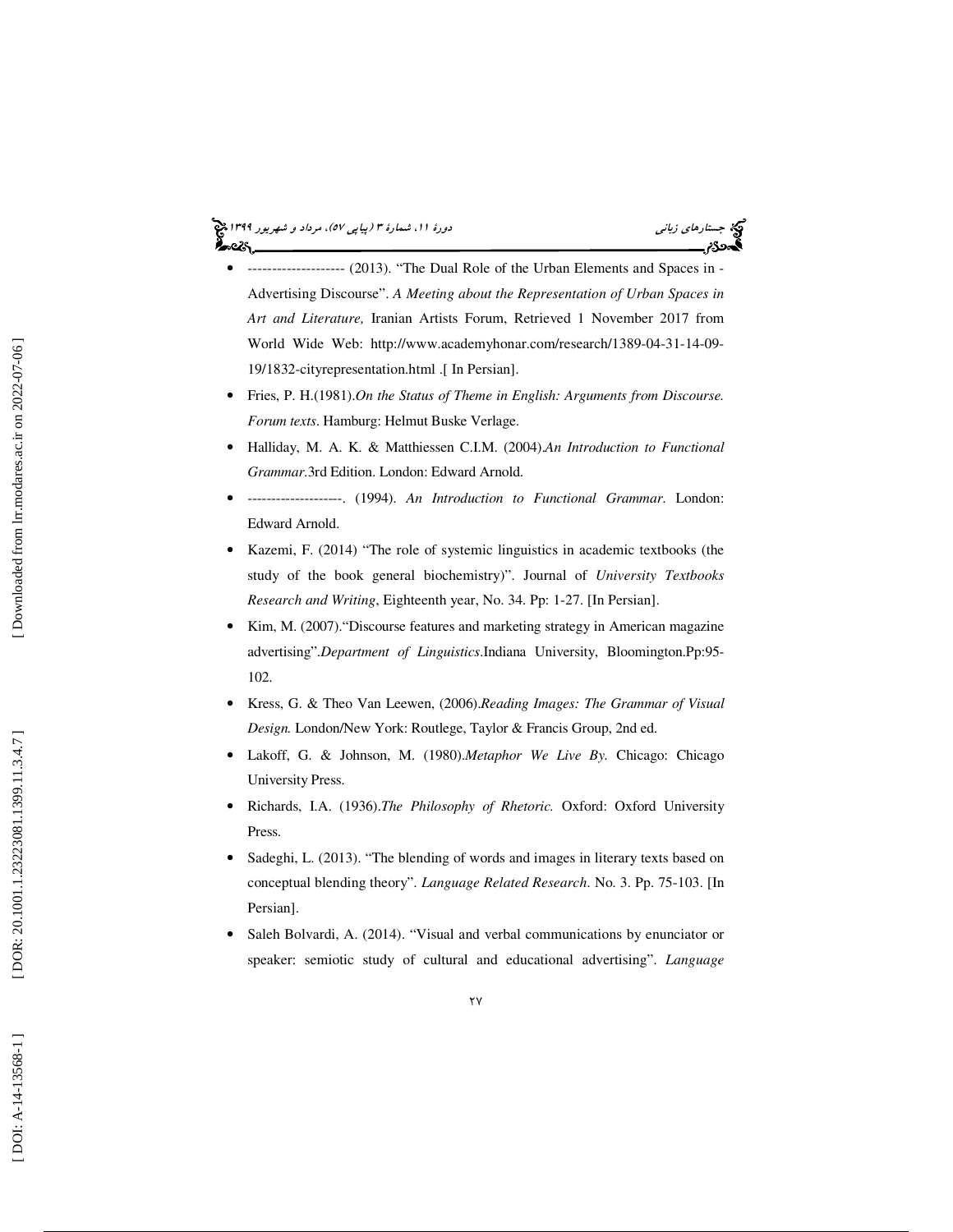- -------------------- (2013). "The Dual Role of the Urban Elements and Spaces in - Advertising Discourse". *A Meeting about the Representation of Urban Spaces in Art and Literature,* Iranian Artists Forum, Retrieved 1 November 2017 from World Wide Web: http://www.academyhonar.com/research/1389-04-31-14-09-19/1832-cityrepresentation.html .[ In Persian].
- Fries, P. H.(1981).*On the Status of Theme in English: Arguments from Discourse. Forum texts*. Hamburg: Helmut Buske Verlage.
- Halliday, M. A. K. & Matthiessen C.I.M. (2004).*An Introduction to Functional Grammar.*3rd Edition. London: Edward Arnold.
- --------------------. (1994). *An Introduction to Functional Grammar*. London: Edward Arnold.
- Kazemi, F. (2014) "The role of systemic linguistics in academic textbooks (the study of the book general biochemistry)". Journal of *University Textbooks Research and Writing*, Eighteenth year, No. 34. Pp: 1-27. [In Persian].
- Kim, M. (2007)."Discourse features and marketing strategy in American magazine advertising".*Department of Linguistics*.Indiana University, Bloomington.Pp:95-102.
- Kress, G. & Theo Van Leewen, (2006).*Reading Images: The Grammar of Visual Design.* London/New York: Routlege, Taylor & Francis Group, 2nd ed.
- Lakoff, G. & Johnson, M. (1980).*Metaphor We Live By.* Chicago: Chicago University Press.
- Richards, I.A. (1936).*The Philosophy of Rhetoric.* Oxford: Oxford University Press.
- Sadeghi, L. (2013). "The blending of words and images in literary texts based on conceptual blending theory". *Language Related Research*. No. 3. Pp. 75-103. [In Persian].
- Saleh Bolvardi, A. (2014). "Visual and verbal communications by enunciator or speaker: semiotic study of cultural and educational advertising". *Language*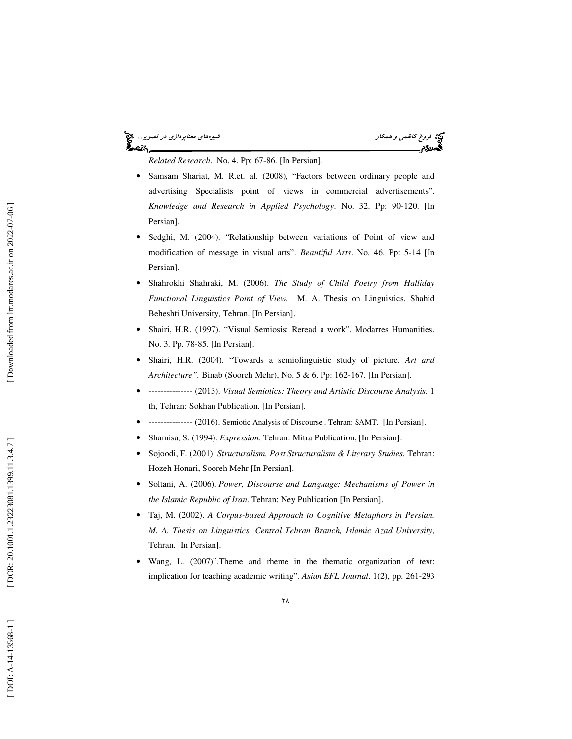*Related Research*. No. 4. Pp: 67-86. [In Persian].

- Samsam Shariat, M. R.et. al. (2008), “Factors between ordinary people and advertising Specialists point of views in commercial advertisements”. *Knowledge and Research in Applied Psychology*. No. 32. Pp: 90-120. [In Persian].
- Sedghi, M. (2004). “Relationship between variations of Point of view and modification of message in visual arts”. *Beautiful Arts*. No. 46. Pp: 5-14 [In Persian].
- Shahrokhi Shahraki, M. (2006). *The Study of Child Poetry from Halliday Functional Linguistics Point of View.* M. A. Thesis on Linguistics. Shahid Beheshti University, Tehran. [In Persian].
- Shairi, H.R. (1997). “Visual Semiosis: Reread a work”. Modarres Humanities. No. 3. Pp. 78-85. [In Persian].
- Shairi, H.R. (2004). “Towards a semiolinguistic study of picture. *Art and Architecture”.* Binab (Sooreh Mehr), No. 5 & 6. Pp: 162-167. [In Persian].
- --------------- (2013). *Visual Semiotics: Theory and Artistic Discourse Analysis*. 1 th, Tehran: Sokhan Publication. [In Persian].
- --------------- (2016). Semiotic Analysis of Discourse . Tehran: SAMT. [In Persian].
- Shamisa, S. (1994). *Expression*. Tehran: Mitra Publication, [In Persian].
- Sojoodi, F. (2001). *Structuralism, Post Structuralism & Literary Studies.* Tehran: Hozeh Honari, Sooreh Mehr [In Persian].
- Soltani, A. (2006). *Power, Discourse and Language: Mechanisms of Power in the Islamic Republic of Iran.* Tehran: Ney Publication [In Persian].
- Taj, M. (2002). *A Corpus-based Approach to Cognitive Metaphors in Persian. M. A. Thesis on Linguistics. Central Tehran Branch, Islamic Azad University*, Tehran. [In Persian].
- Wang, L. (2007)”.Theme and rheme in the thematic organization of text: implication for teaching academic writing”. *Asian EFL Journal*. 1(2), pp. 261-293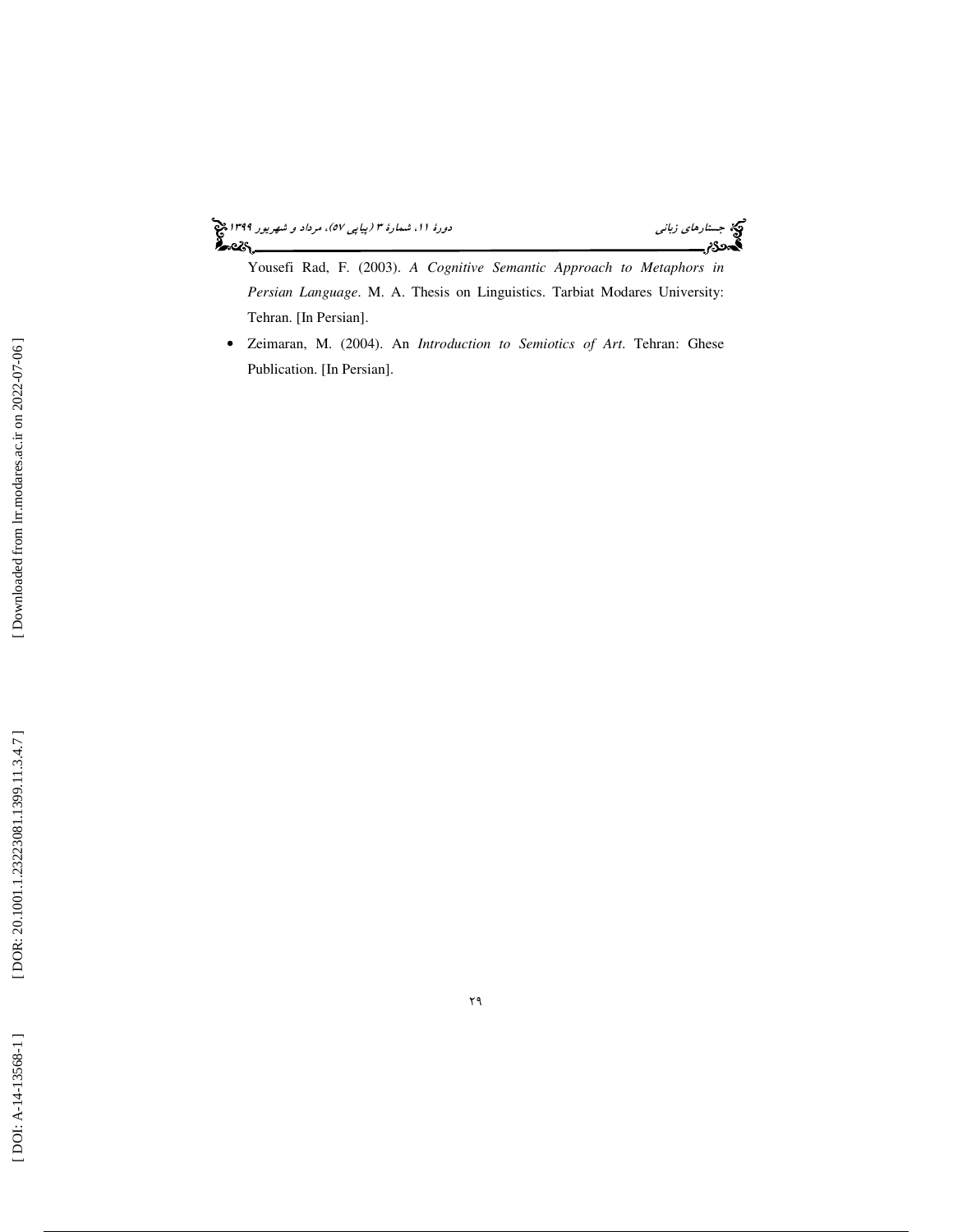Yousefi Rad, F. (2003). *A Cognitive Semantic Approach to Metaphors in Persian Language*. M. A. Thesis on Linguistics. Tarbiat Modares University: Tehran. [In Persian].

- Zeimaran, M. (2004). An *Introduction to Semiotics of Art*. Tehran: Ghese Publication. [In Persian].